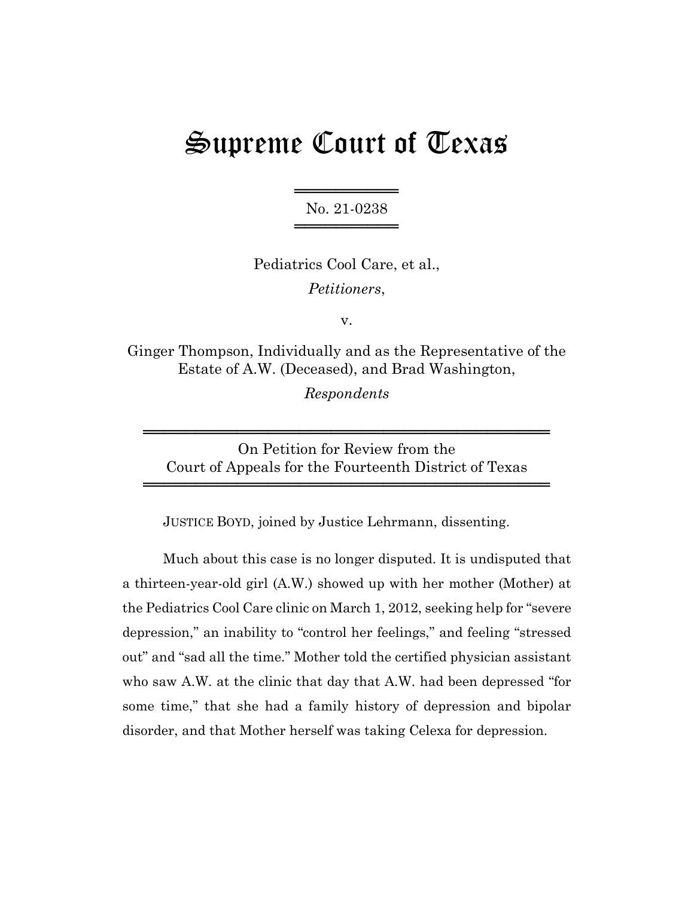# Supreme Court of Texas

No. 21-0238

Pediatrics Cool Care, et al.,

*Petitioners*,

v.

Ginger Thompson, Individually and as the Representative of the Estate of A.W. (Deceased), and Brad Washington,

*Respondents*

On Petition for Review from the Court of Appeals for the Fourteenth District of Texas

JUSTICE BOYD, joined by Justice Lehrmann, dissenting.

Much about this case is no longer disputed. It is undisputed that a thirteen-year-old girl (A.W.) showed up with her mother (Mother) at the Pediatrics Cool Care clinic on March 1, 2012, seeking help for "severe depression," an inability to "control her feelings," and feeling "stressed out" and "sad all the time." Mother told the certified physician assistant who saw A.W. at the clinic that day that A.W. had been depressed "for some time," that she had a family history of depression and bipolar disorder, and that Mother herself was taking Celexa for depression.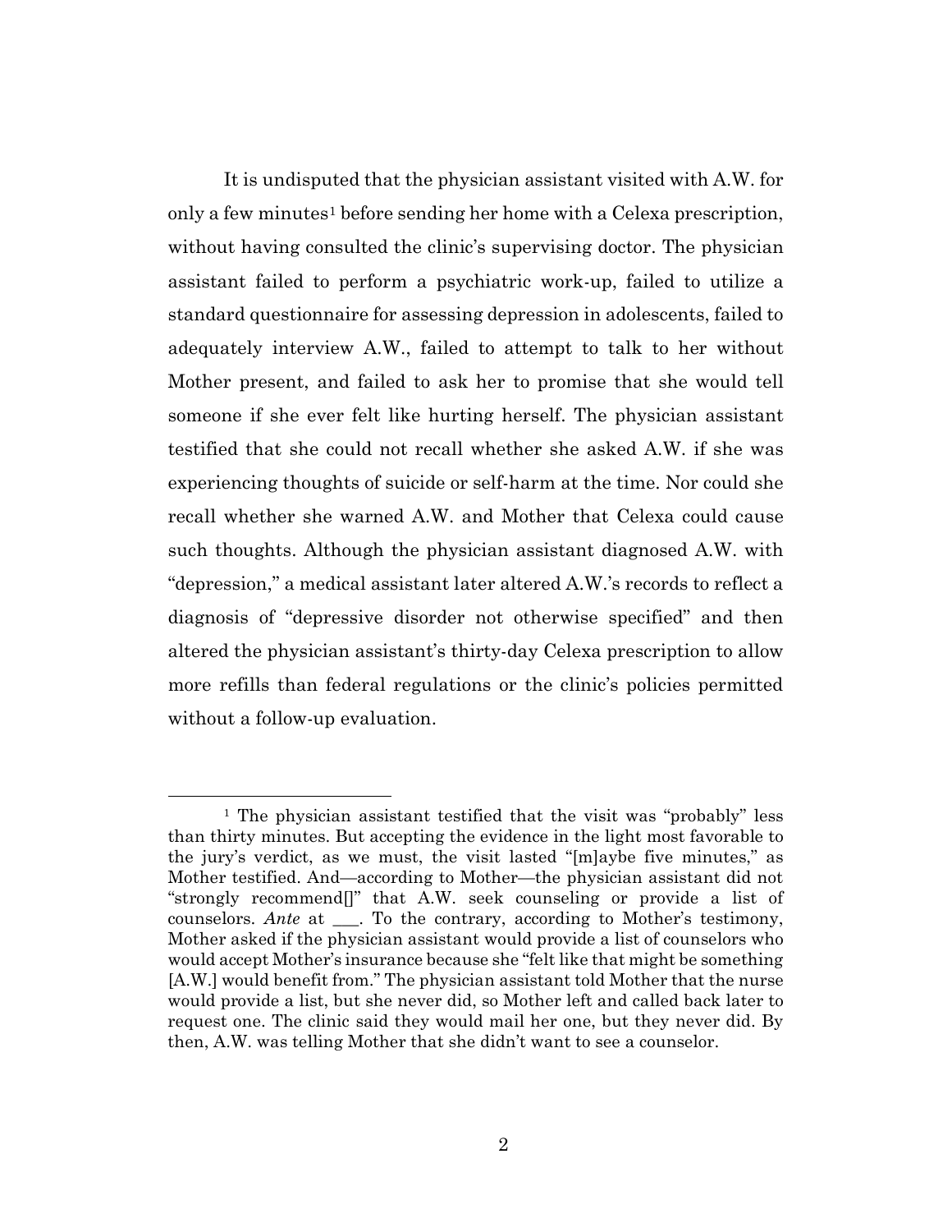It is undisputed that the physician assistant visited with A.W. for only a few minutes[1] before sending her home with a Celexa prescription, without having consulted the clinic's supervising doctor. The physician assistant failed to perform a psychiatric work-up, failed to utilize a standard questionnaire for assessing depression in adolescents, failed to adequately interview A.W., failed to attempt to talk to her without Mother present, and failed to ask her to promise that she would tell someone if she ever felt like hurting herself. The physician assistant testified that she could not recall whether she asked A.W. if she was experiencing thoughts of suicide or self-harm at the time. Nor could she recall whether she warned A.W. and Mother that Celexa could cause such thoughts. Although the physician assistant diagnosed A.W. with "depression," a medical assistant later altered A.W.'s records to reflect a diagnosis of "depressive disorder not otherwise specified" and then altered the physician assistant's thirty-day Celexa prescription to allow more refills than federal regulations or the clinic's policies permitted without a follow-up evaluation.

---

[1] The physician assistant testified that the visit was "probably" less than thirty minutes. But accepting the evidence in the light most favorable to the jury's verdict, as we must, the visit lasted "[m]aybe five minutes," as Mother testified. And—according to Mother—the physician assistant did not "strongly recommend[]" that A.W. seek counseling or provide a list of counselors. *Ante* at \_\_\_. To the contrary, according to Mother's testimony, Mother asked if the physician assistant would provide a list of counselors who would accept Mother's insurance because she "felt like that might be something [A.W.] would benefit from." The physician assistant told Mother that the nurse would provide a list, but she never did, so Mother left and called back later to request one. The clinic said they would mail her one, but they never did. By then, A.W. was telling Mother that she didn't want to see a counselor.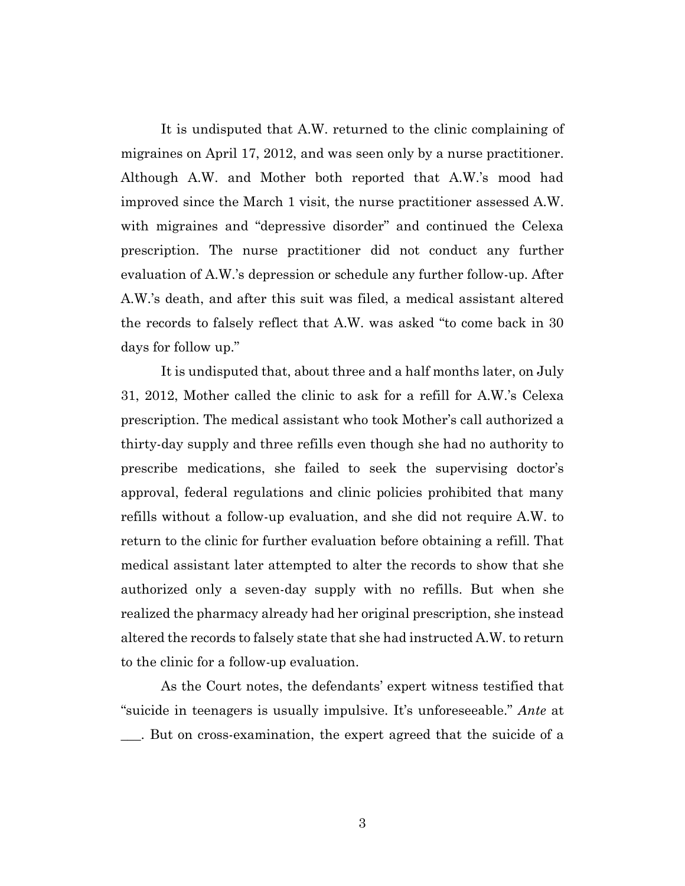It is undisputed that A.W. returned to the clinic complaining of migraines on April 17, 2012, and was seen only by a nurse practitioner. Although A.W. and Mother both reported that A.W.'s mood had improved since the March 1 visit, the nurse practitioner assessed A.W. with migraines and "depressive disorder" and continued the Celexa prescription. The nurse practitioner did not conduct any further evaluation of A.W.'s depression or schedule any further follow-up. After A.W.'s death, and after this suit was filed, a medical assistant altered the records to falsely reflect that A.W. was asked "to come back in 30 days for follow up."

It is undisputed that, about three and a half months later, on July 31, 2012, Mother called the clinic to ask for a refill for A.W.'s Celexa prescription. The medical assistant who took Mother's call authorized a thirty-day supply and three refills even though she had no authority to prescribe medications, she failed to seek the supervising doctor's approval, federal regulations and clinic policies prohibited that many refills without a follow-up evaluation, and she did not require A.W. to return to the clinic for further evaluation before obtaining a refill. That medical assistant later attempted to alter the records to show that she authorized only a seven-day supply with no refills. But when she realized the pharmacy already had her original prescription, she instead altered the records to falsely state that she had instructed A.W. to return to the clinic for a follow-up evaluation.

As the Court notes, the defendants' expert witness testified that "suicide in teenagers is usually impulsive. It's unforeseeable." *Ante* at ___. But on cross-examination, the expert agreed that the suicide of a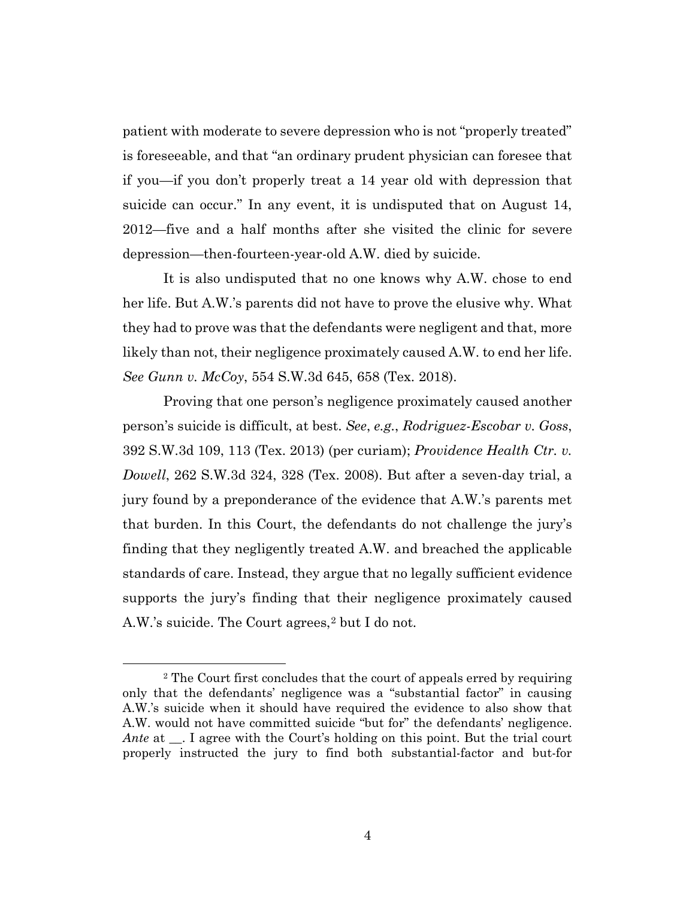patient with moderate to severe depression who is not "properly treated" is foreseeable, and that "an ordinary prudent physician can foresee that if you—if you don't properly treat a 14 year old with depression that suicide can occur." In any event, it is undisputed that on August 14, 2012—five and a half months after she visited the clinic for severe depression—then-fourteen-year-old A.W. died by suicide.

It is also undisputed that no one knows why A.W. chose to end her life. But A.W.'s parents did not have to prove the elusive why. What they had to prove was that the defendants were negligent and that, more likely than not, their negligence proximately caused A.W. to end her life. *See Gunn v. McCoy*, 554 S.W.3d 645, 658 (Tex. 2018).

Proving that one person's negligence proximately caused another person's suicide is difficult, at best. *See*, *e.g.*, *Rodriguez-Escobar v. Goss*, 392 S.W.3d 109, 113 (Tex. 2013) (per curiam); *Providence Health Ctr. v. Dowell*, 262 S.W.3d 324, 328 (Tex. 2008). But after a seven-day trial, a jury found by a preponderance of the evidence that A.W.'s parents met that burden. In this Court, the defendants do not challenge the jury's finding that they negligently treated A.W. and breached the applicable standards of care. Instead, they argue that no legally sufficient evidence supports the jury's finding that their negligence proximately caused A.W.'s suicide. The Court agrees,[2] but I do not.

---

[2] The Court first concludes that the court of appeals erred by requiring only that the defendants' negligence was a "substantial factor" in causing A.W.'s suicide when it should have required the evidence to also show that A.W. would not have committed suicide "but for" the defendants' negligence. *Ante* at \_\_. I agree with the Court's holding on this point. But the trial court properly instructed the jury to find both substantial-factor and but-for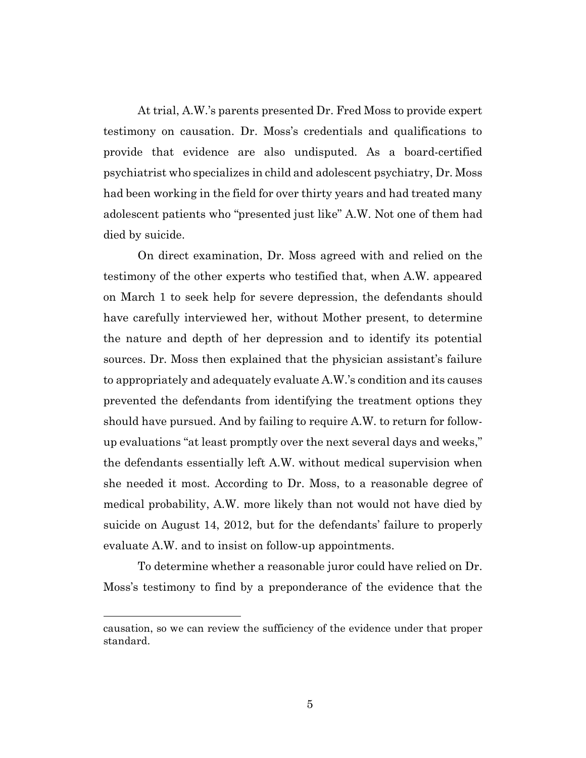At trial, A.W.'s parents presented Dr. Fred Moss to provide expert testimony on causation. Dr. Moss's credentials and qualifications to provide that evidence are also undisputed. As a board-certified psychiatrist who specializes in child and adolescent psychiatry, Dr. Moss had been working in the field for over thirty years and had treated many adolescent patients who "presented just like" A.W. Not one of them had died by suicide.

On direct examination, Dr. Moss agreed with and relied on the testimony of the other experts who testified that, when A.W. appeared on March 1 to seek help for severe depression, the defendants should have carefully interviewed her, without Mother present, to determine the nature and depth of her depression and to identify its potential sources. Dr. Moss then explained that the physician assistant's failure to appropriately and adequately evaluate A.W.'s condition and its causes prevented the defendants from identifying the treatment options they should have pursued. And by failing to require A.W. to return for follow-up evaluations "at least promptly over the next several days and weeks," the defendants essentially left A.W. without medical supervision when she needed it most. According to Dr. Moss, to a reasonable degree of medical probability, A.W. more likely than not would not have died by suicide on August 14, 2012, but for the defendants' failure to properly evaluate A.W. and to insist on follow-up appointments.

To determine whether a reasonable juror could have relied on Dr. Moss's testimony to find by a preponderance of the evidence that the

---

causation, so we can review the sufficiency of the evidence under that proper standard.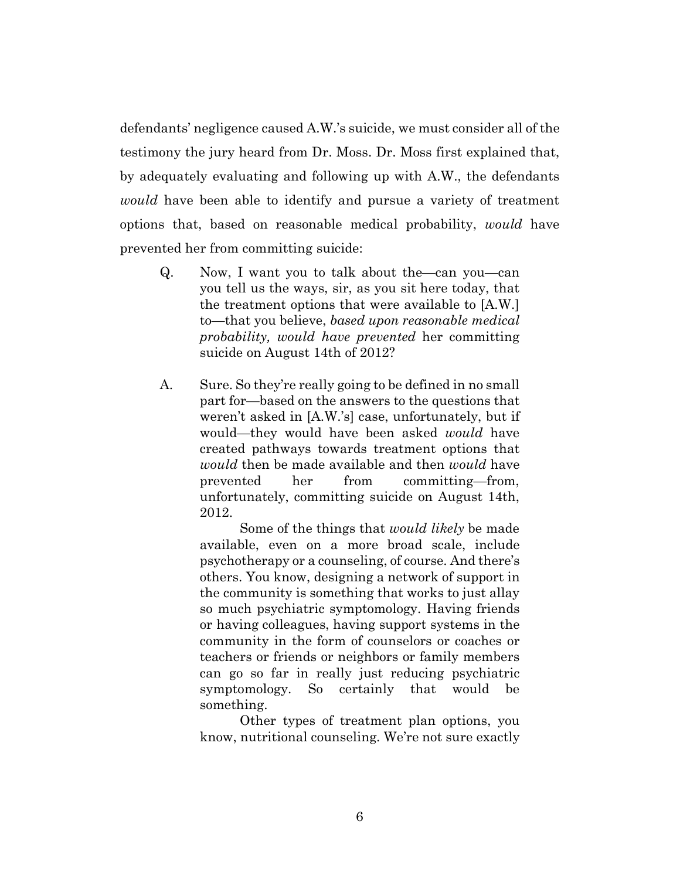defendants' negligence caused A.W.'s suicide, we must consider all of the testimony the jury heard from Dr. Moss. Dr. Moss first explained that, by adequately evaluating and following up with A.W., the defendants *would* have been able to identify and pursue a variety of treatment options that, based on reasonable medical probability, *would* have prevented her from committing suicide:

> Q. Now, I want you to talk about the—can you—can you tell us the ways, sir, as you sit here today, that the treatment options that were available to [A.W.] to—that you believe, *based upon reasonable medical probability, would have prevented* her committing suicide on August 14th of 2012?
>
> A. Sure. So they're really going to be defined in no small part for—based on the answers to the questions that weren't asked in [A.W.'s] case, unfortunately, but if would—they would have been asked *would* have created pathways towards treatment options that *would* then be made available and then *would* have prevented her from committing—from, unfortunately, committing suicide on August 14th, 2012.
>
> Some of the things that *would likely* be made available, even on a more broad scale, include psychotherapy or a counseling, of course. And there's others. You know, designing a network of support in the community is something that works to just allay so much psychiatric symptomology. Having friends or having colleagues, having support systems in the community in the form of counselors or coaches or teachers or friends or neighbors or family members can go so far in really just reducing psychiatric symptomology. So certainly that would be something.
>
> Other types of treatment plan options, you know, nutritional counseling. We're not sure exactly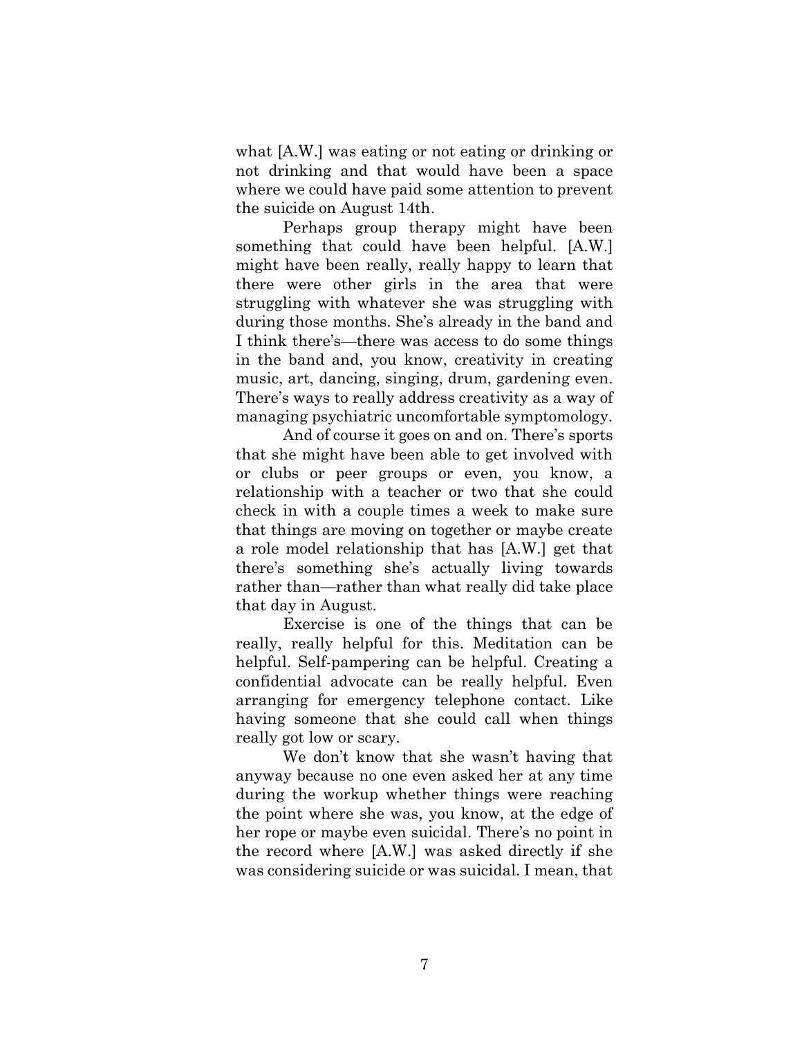what [A.W.] was eating or not eating or drinking or not drinking and that would have been a space where we could have paid some attention to prevent the suicide on August 14th.

Perhaps group therapy might have been something that could have been helpful. [A.W.] might have been really, really happy to learn that there were other girls in the area that were struggling with whatever she was struggling with during those months. She's already in the band and I think there's—there was access to do some things in the band and, you know, creativity in creating music, art, dancing, singing, drum, gardening even. There's ways to really address creativity as a way of managing psychiatric uncomfortable symptomology.

And of course it goes on and on. There's sports that she might have been able to get involved with or clubs or peer groups or even, you know, a relationship with a teacher or two that she could check in with a couple times a week to make sure that things are moving on together or maybe create a role model relationship that has [A.W.] get that there's something she's actually living towards rather than—rather than what really did take place that day in August.

Exercise is one of the things that can be really, really helpful for this. Meditation can be helpful. Self-pampering can be helpful. Creating a confidential advocate can be really helpful. Even arranging for emergency telephone contact. Like having someone that she could call when things really got low or scary.

We don't know that she wasn't having that anyway because no one even asked her at any time during the workup whether things were reaching the point where she was, you know, at the edge of her rope or maybe even suicidal. There's no point in the record where [A.W.] was asked directly if she was considering suicide or was suicidal. I mean, that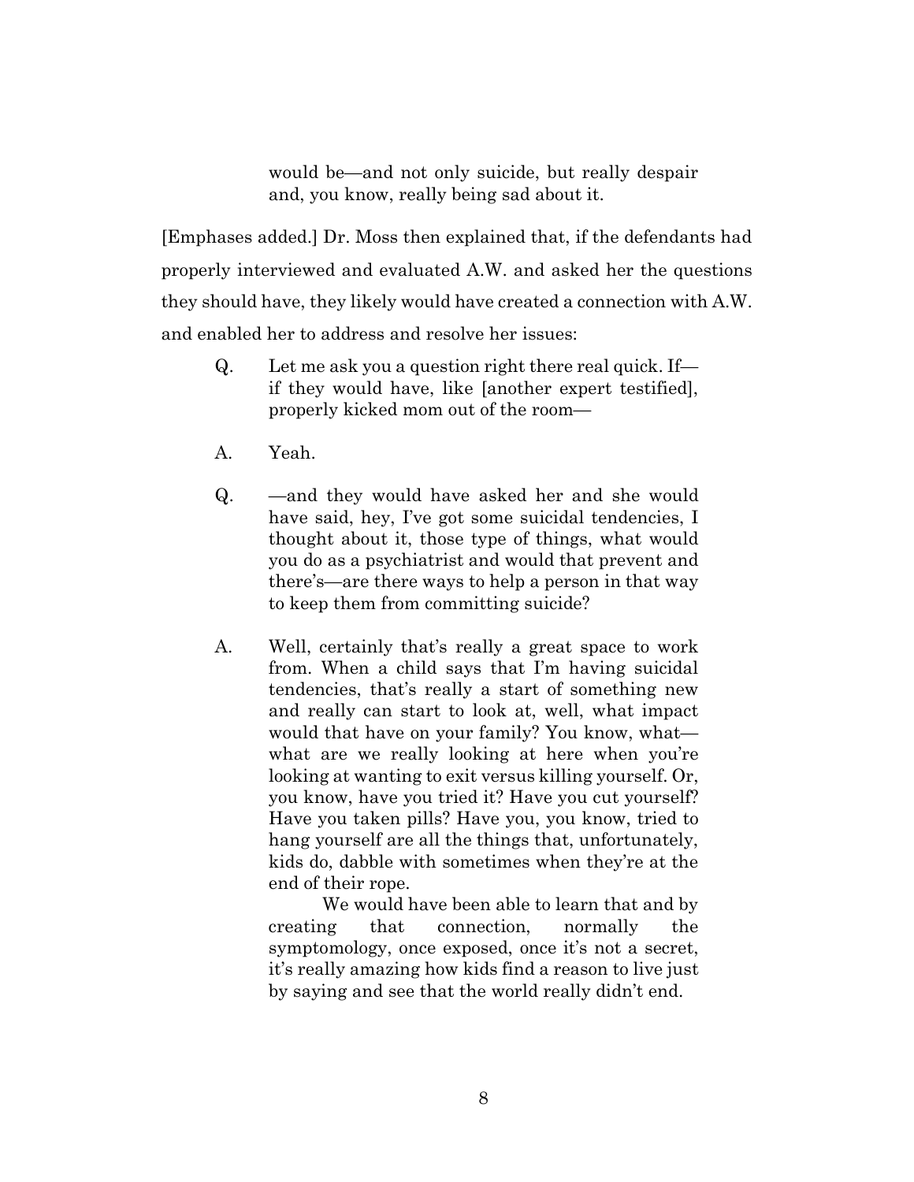> would be—and not only suicide, but really despair and, you know, really being sad about it.

[Emphases added.] Dr. Moss then explained that, if the defendants had properly interviewed and evaluated A.W. and asked her the questions they should have, they likely would have created a connection with A.W. and enabled her to address and resolve her issues:

> Q. Let me ask you a question right there real quick. If—if they would have, like [another expert testified], properly kicked mom out of the room—
>
> A. Yeah.
>
> Q. —and they would have asked her and she would have said, hey, I've got some suicidal tendencies, I thought about it, those type of things, what would you do as a psychiatrist and would that prevent and there's—are there ways to help a person in that way to keep them from committing suicide?
>
> A. Well, certainly that's really a great space to work from. When a child says that I'm having suicidal tendencies, that's really a start of something new and really can start to look at, well, what impact would that have on your family? You know, what—what are we really looking at here when you're looking at wanting to exit versus killing yourself. Or, you know, have you tried it? Have you cut yourself? Have you taken pills? Have you, you know, tried to hang yourself are all the things that, unfortunately, kids do, dabble with sometimes when they're at the end of their rope.
>
> We would have been able to learn that and by creating that connection, normally the symptomology, once exposed, once it's not a secret, it's really amazing how kids find a reason to live just by saying and see that the world really didn't end.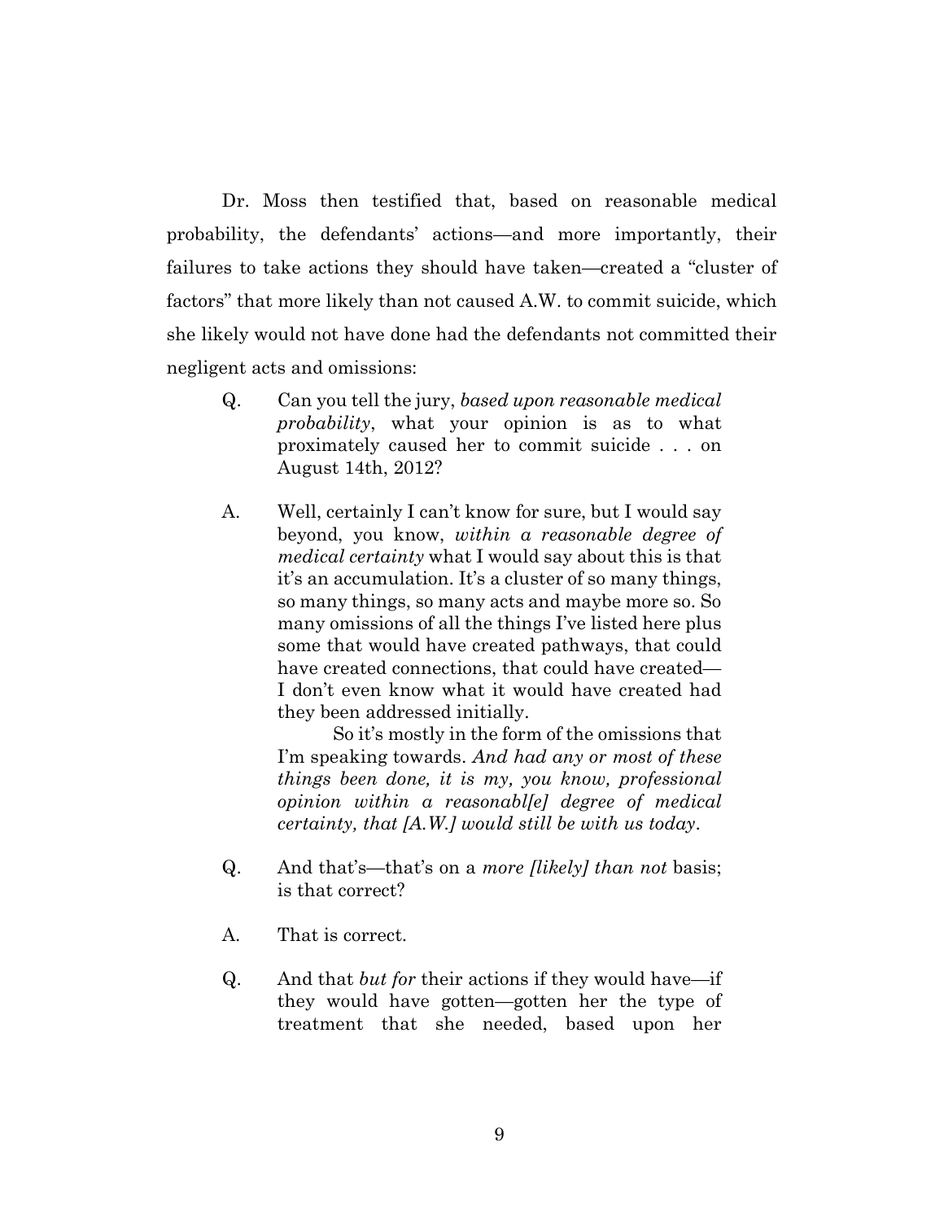Dr. Moss then testified that, based on reasonable medical probability, the defendants' actions—and more importantly, their failures to take actions they should have taken—created a "cluster of factors" that more likely than not caused A.W. to commit suicide, which she likely would not have done had the defendants not committed their negligent acts and omissions:

> Q. Can you tell the jury, *based upon reasonable medical probability*, what your opinion is as to what proximately caused her to commit suicide . . . on August 14th, 2012?
>
> A. Well, certainly I can't know for sure, but I would say beyond, you know, *within a reasonable degree of medical certainty* what I would say about this is that it's an accumulation. It's a cluster of so many things, so many things, so many acts and maybe more so. So many omissions of all the things I've listed here plus some that would have created pathways, that could have created connections, that could have created—I don't even know what it would have created had they been addressed initially.
>
> So it's mostly in the form of the omissions that I'm speaking towards. *And had any or most of these things been done, it is my, you know, professional opinion within a reasonabl[e] degree of medical certainty, that [A.W.] would still be with us today*.
>
> Q. And that's—that's on a *more [likely] than not* basis; is that correct?
>
> A. That is correct.
>
> Q. And that *but for* their actions if they would have—if they would have gotten—gotten her the type of treatment that she needed, based upon her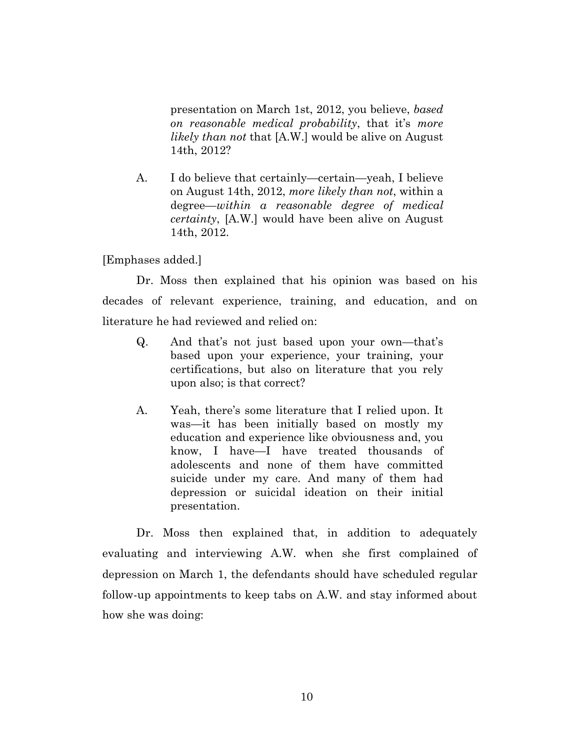> presentation on March 1st, 2012, you believe, *based on reasonable medical probability*, that it's *more likely than not* that [A.W.] would be alive on August 14th, 2012?
>
> A. I do believe that certainly—certain—yeah, I believe on August 14th, 2012, *more likely than not*, within a degree—*within a reasonable degree of medical certainty*, [A.W.] would have been alive on August 14th, 2012.

[Emphases added.]

Dr. Moss then explained that his opinion was based on his decades of relevant experience, training, and education, and on literature he had reviewed and relied on:

> Q. And that's not just based upon your own—that's based upon your experience, your training, your certifications, but also on literature that you rely upon also; is that correct?
>
> A. Yeah, there's some literature that I relied upon. It was—it has been initially based on mostly my education and experience like obviousness and, you know, I have—I have treated thousands of adolescents and none of them have committed suicide under my care. And many of them had depression or suicidal ideation on their initial presentation.

Dr. Moss then explained that, in addition to adequately evaluating and interviewing A.W. when she first complained of depression on March 1, the defendants should have scheduled regular follow-up appointments to keep tabs on A.W. and stay informed about how she was doing: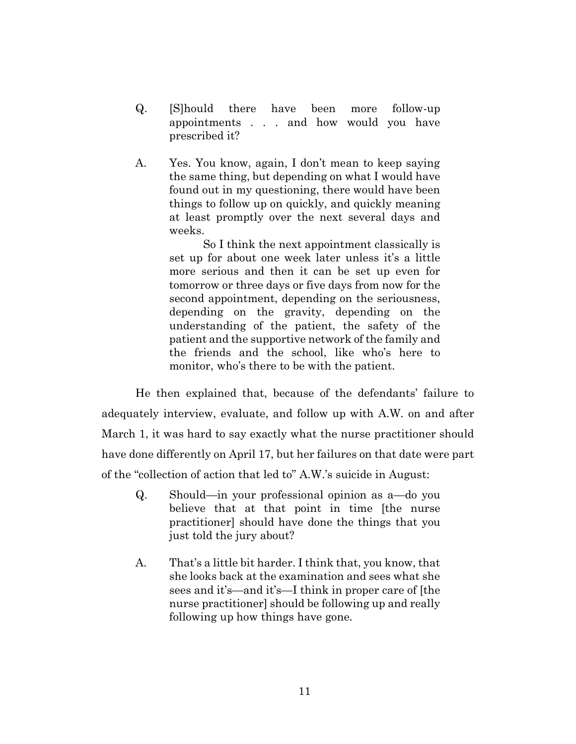> Q. [S]hould there have been more follow-up appointments . . . and how would you have prescribed it?
>
> A. Yes. You know, again, I don't mean to keep saying the same thing, but depending on what I would have found out in my questioning, there would have been things to follow up on quickly, and quickly meaning at least promptly over the next several days and weeks.
>
> So I think the next appointment classically is set up for about one week later unless it's a little more serious and then it can be set up even for tomorrow or three days or five days from now for the second appointment, depending on the seriousness, depending on the gravity, depending on the understanding of the patient, the safety of the patient and the supportive network of the family and the friends and the school, like who's here to monitor, who's there to be with the patient.

He then explained that, because of the defendants' failure to adequately interview, evaluate, and follow up with A.W. on and after March 1, it was hard to say exactly what the nurse practitioner should have done differently on April 17, but her failures on that date were part of the "collection of action that led to" A.W.'s suicide in August:

> Q. Should—in your professional opinion as a—do you believe that at that point in time [the nurse practitioner] should have done the things that you just told the jury about?
>
> A. That's a little bit harder. I think that, you know, that she looks back at the examination and sees what she sees and it's—and it's—I think in proper care of [the nurse practitioner] should be following up and really following up how things have gone.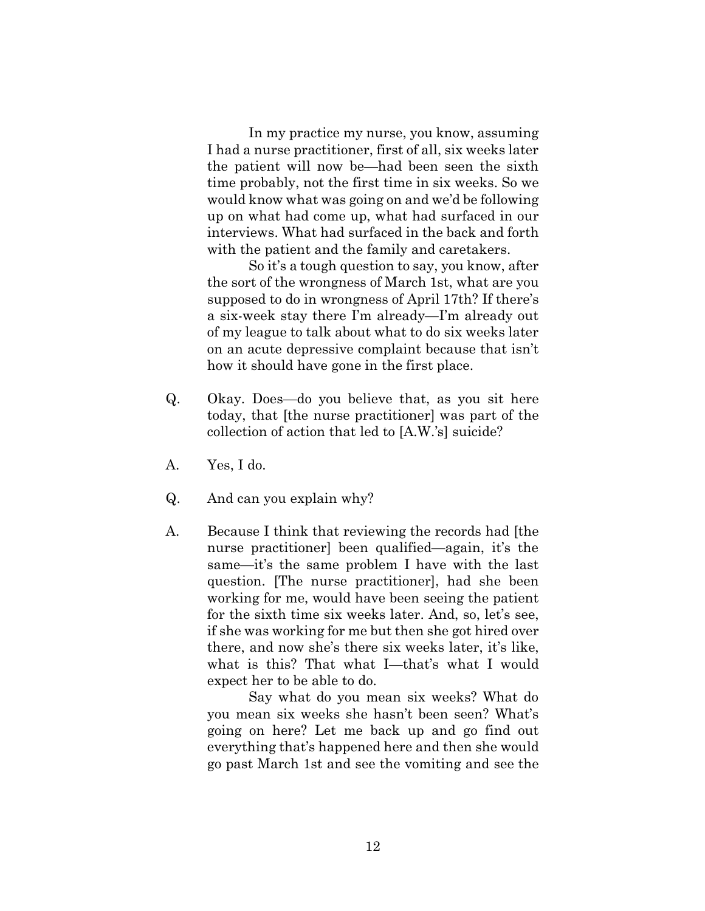In my practice my nurse, you know, assuming I had a nurse practitioner, first of all, six weeks later the patient will now be—had been seen the sixth time probably, not the first time in six weeks. So we would know what was going on and we'd be following up on what had come up, what had surfaced in our interviews. What had surfaced in the back and forth with the patient and the family and caretakers.

So it's a tough question to say, you know, after the sort of the wrongness of March 1st, what are you supposed to do in wrongness of April 17th? If there's a six-week stay there I'm already—I'm already out of my league to talk about what to do six weeks later on an acute depressive complaint because that isn't how it should have gone in the first place.

Q. Okay. Does—do you believe that, as you sit here today, that [the nurse practitioner] was part of the collection of action that led to [A.W.'s] suicide?

A. Yes, I do.

Q. And can you explain why?

A. Because I think that reviewing the records had [the nurse practitioner] been qualified—again, it's the same—it's the same problem I have with the last question. [The nurse practitioner], had she been working for me, would have been seeing the patient for the sixth time six weeks later. And, so, let's see, if she was working for me but then she got hired over there, and now she's there six weeks later, it's like, what is this? That what I—that's what I would expect her to be able to do.

Say what do you mean six weeks? What do you mean six weeks she hasn't been seen? What's going on here? Let me back up and go find out everything that's happened here and then she would go past March 1st and see the vomiting and see the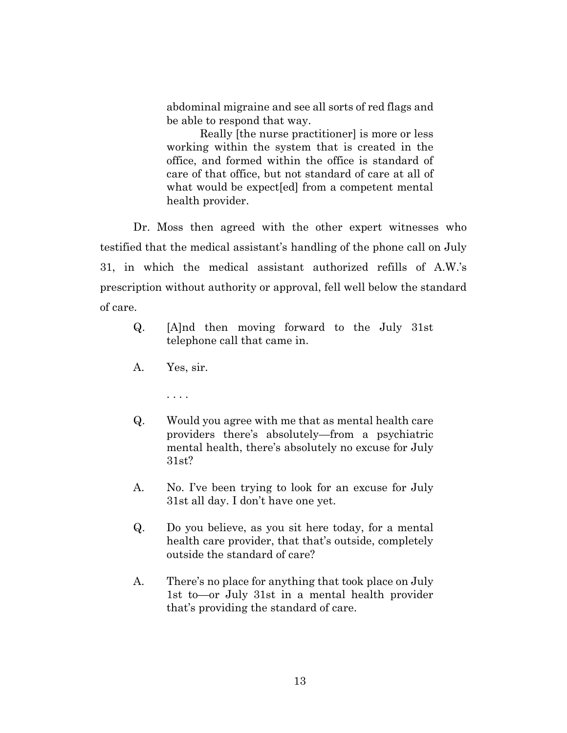> abdominal migraine and see all sorts of red flags and be able to respond that way.
>
> Really [the nurse practitioner] is more or less working within the system that is created in the office, and formed within the office is standard of care of that office, but not standard of care at all of what would be expect[ed] from a competent mental health provider.

Dr. Moss then agreed with the other expert witnesses who testified that the medical assistant's handling of the phone call on July 31, in which the medical assistant authorized refills of A.W.'s prescription without authority or approval, fell well below the standard of care.

> Q. [A]nd then moving forward to the July 31st telephone call that came in.
>
> A. Yes, sir.
>
> . . . .
>
> Q. Would you agree with me that as mental health care providers there's absolutely—from a psychiatric mental health, there's absolutely no excuse for July 31st?
>
> A. No. I've been trying to look for an excuse for July 31st all day. I don't have one yet.
>
> Q. Do you believe, as you sit here today, for a mental health care provider, that that's outside, completely outside the standard of care?
>
> A. There's no place for anything that took place on July 1st to—or July 31st in a mental health provider that's providing the standard of care.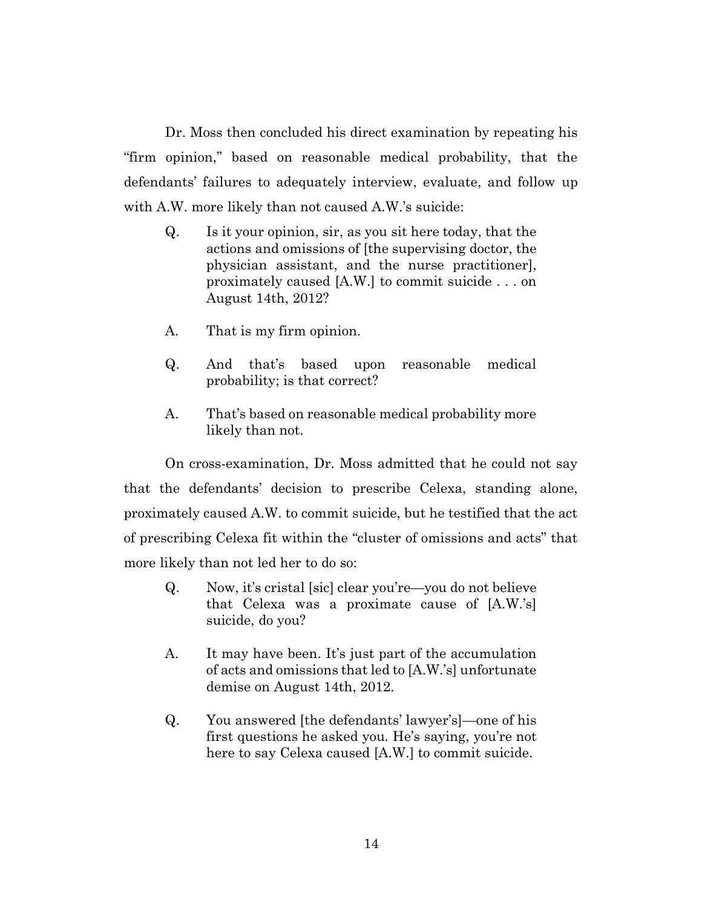Dr. Moss then concluded his direct examination by repeating his "firm opinion," based on reasonable medical probability, that the defendants' failures to adequately interview, evaluate, and follow up with A.W. more likely than not caused A.W.'s suicide:

> Q. Is it your opinion, sir, as you sit here today, that the actions and omissions of [the supervising doctor, the physician assistant, and the nurse practitioner], proximately caused [A.W.] to commit suicide . . . on August 14th, 2012?
>
> A. That is my firm opinion.
>
> Q. And that's based upon reasonable medical probability; is that correct?
>
> A. That's based on reasonable medical probability more likely than not.

On cross-examination, Dr. Moss admitted that he could not say that the defendants' decision to prescribe Celexa, standing alone, proximately caused A.W. to commit suicide, but he testified that the act of prescribing Celexa fit within the "cluster of omissions and acts" that more likely than not led her to do so:

> Q. Now, it's cristal [sic] clear you're—you do not believe that Celexa was a proximate cause of [A.W.'s] suicide, do you?
>
> A. It may have been. It's just part of the accumulation of acts and omissions that led to [A.W.'s] unfortunate demise on August 14th, 2012.
>
> Q. You answered [the defendants' lawyer's]—one of his first questions he asked you. He's saying, you're not here to say Celexa caused [A.W.] to commit suicide.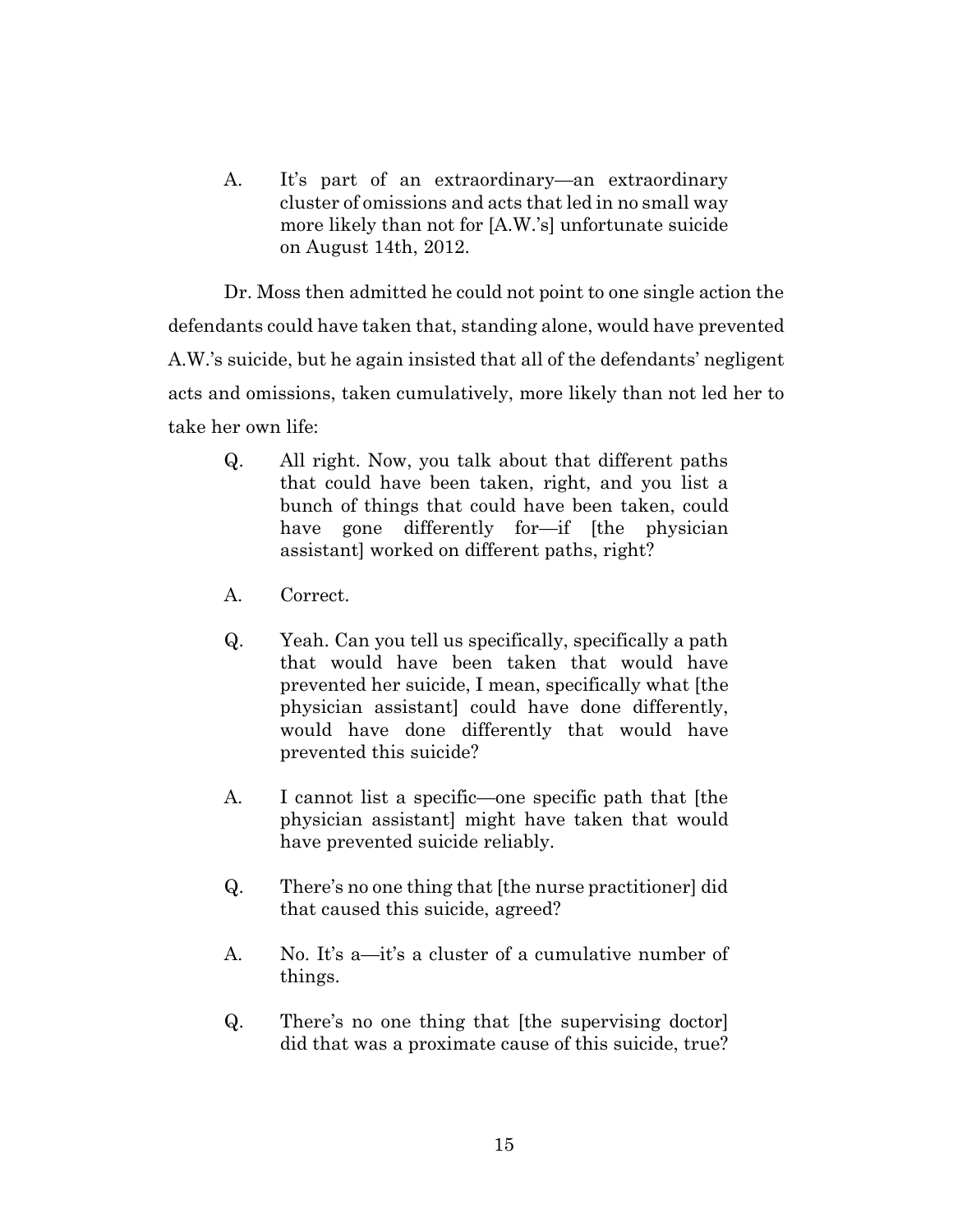> A. It's part of an extraordinary—an extraordinary cluster of omissions and acts that led in no small way more likely than not for [A.W.'s] unfortunate suicide on August 14th, 2012.

Dr. Moss then admitted he could not point to one single action the defendants could have taken that, standing alone, would have prevented A.W.'s suicide, but he again insisted that all of the defendants' negligent acts and omissions, taken cumulatively, more likely than not led her to take her own life:

> Q. All right. Now, you talk about that different paths that could have been taken, right, and you list a bunch of things that could have been taken, could have gone differently for—if [the physician assistant] worked on different paths, right?
>
> A. Correct.
>
> Q. Yeah. Can you tell us specifically, specifically a path that would have been taken that would have prevented her suicide, I mean, specifically what [the physician assistant] could have done differently, would have done differently that would have prevented this suicide?
>
> A. I cannot list a specific—one specific path that [the physician assistant] might have taken that would have prevented suicide reliably.
>
> Q. There's no one thing that [the nurse practitioner] did that caused this suicide, agreed?
>
> A. No. It's a—it's a cluster of a cumulative number of things.
>
> Q. There's no one thing that [the supervising doctor] did that was a proximate cause of this suicide, true?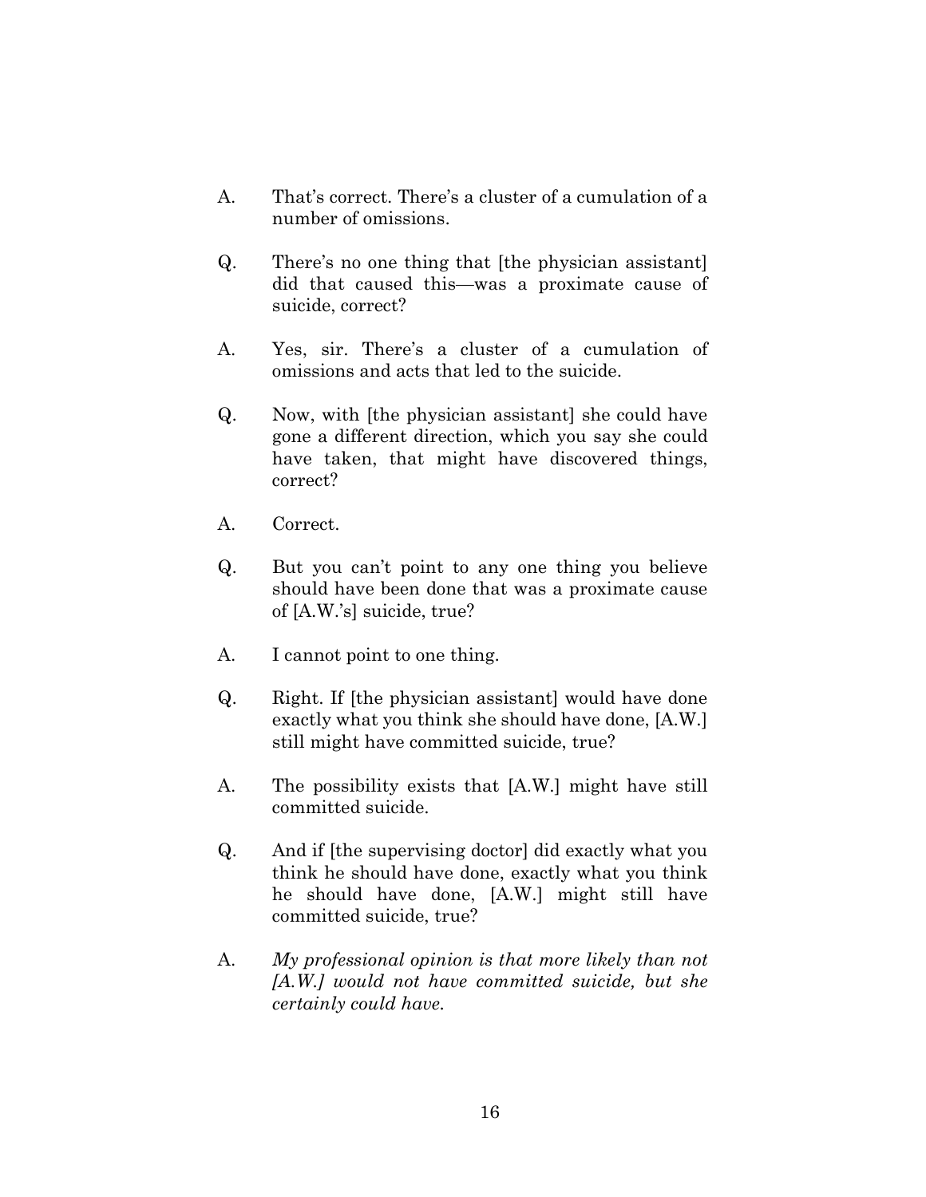A. That's correct. There's a cluster of a cumulation of a number of omissions.

Q. There's no one thing that [the physician assistant] did that caused this—was a proximate cause of suicide, correct?

A. Yes, sir. There's a cluster of a cumulation of omissions and acts that led to the suicide.

Q. Now, with [the physician assistant] she could have gone a different direction, which you say she could have taken, that might have discovered things, correct?

A. Correct.

Q. But you can't point to any one thing you believe should have been done that was a proximate cause of [A.W.'s] suicide, true?

A. I cannot point to one thing.

Q. Right. If [the physician assistant] would have done exactly what you think she should have done, [A.W.] still might have committed suicide, true?

A. The possibility exists that [A.W.] might have still committed suicide.

Q. And if [the supervising doctor] did exactly what you think he should have done, exactly what you think he should have done, [A.W.] might still have committed suicide, true?

A. *My professional opinion is that more likely than not [A.W.] would not have committed suicide, but she certainly could have.*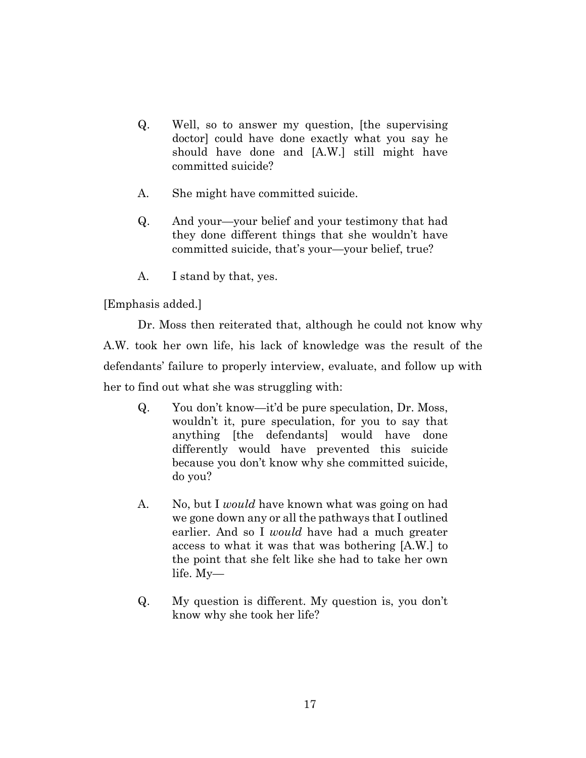> Q. Well, so to answer my question, [the supervising doctor] could have done exactly what you say he should have done and [A.W.] still might have committed suicide?
>
> A. She might have committed suicide.
>
> Q. And your—your belief and your testimony that had they done different things that she wouldn't have committed suicide, that's your—your belief, true?
>
> A. I stand by that, yes.

[Emphasis added.]

Dr. Moss then reiterated that, although he could not know why A.W. took her own life, his lack of knowledge was the result of the defendants' failure to properly interview, evaluate, and follow up with her to find out what she was struggling with:

> Q. You don't know—it'd be pure speculation, Dr. Moss, wouldn't it, pure speculation, for you to say that anything [the defendants] would have done differently would have prevented this suicide because you don't know why she committed suicide, do you?
>
> A. No, but I *would* have known what was going on had we gone down any or all the pathways that I outlined earlier. And so I *would* have had a much greater access to what it was that was bothering [A.W.] to the point that she felt like she had to take her own life. My—
>
> Q. My question is different. My question is, you don't know why she took her life?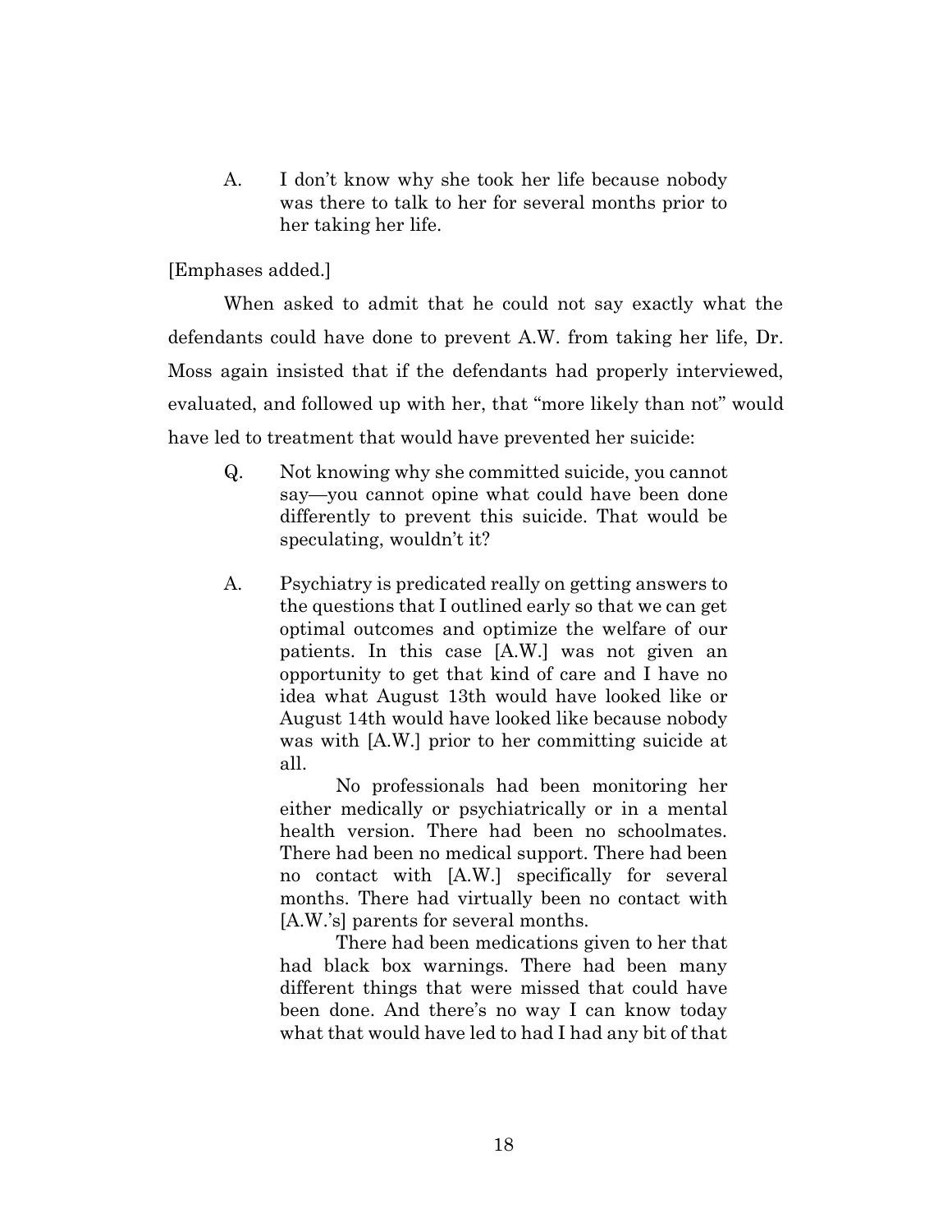A. I don't know why she took her life because nobody was there to talk to her for several months prior to her taking her life.

[Emphases added.]

When asked to admit that he could not say exactly what the defendants could have done to prevent A.W. from taking her life, Dr. Moss again insisted that if the defendants had properly interviewed, evaluated, and followed up with her, that "more likely than not" would have led to treatment that would have prevented her suicide:

> Q. Not knowing why she committed suicide, you cannot say—you cannot opine what could have been done differently to prevent this suicide. That would be speculating, wouldn't it?
>
> A. Psychiatry is predicated really on getting answers to the questions that I outlined early so that we can get optimal outcomes and optimize the welfare of our patients. In this case [A.W.] was not given an opportunity to get that kind of care and I have no idea what August 13th would have looked like or August 14th would have looked like because nobody was with [A.W.] prior to her committing suicide at all.
>
> No professionals had been monitoring her either medically or psychiatrically or in a mental health version. There had been no schoolmates. There had been no medical support. There had been no contact with [A.W.] specifically for several months. There had virtually been no contact with [A.W.'s] parents for several months.
>
> There had been medications given to her that had black box warnings. There had been many different things that were missed that could have been done. And there's no way I can know today what that would have led to had I had any bit of that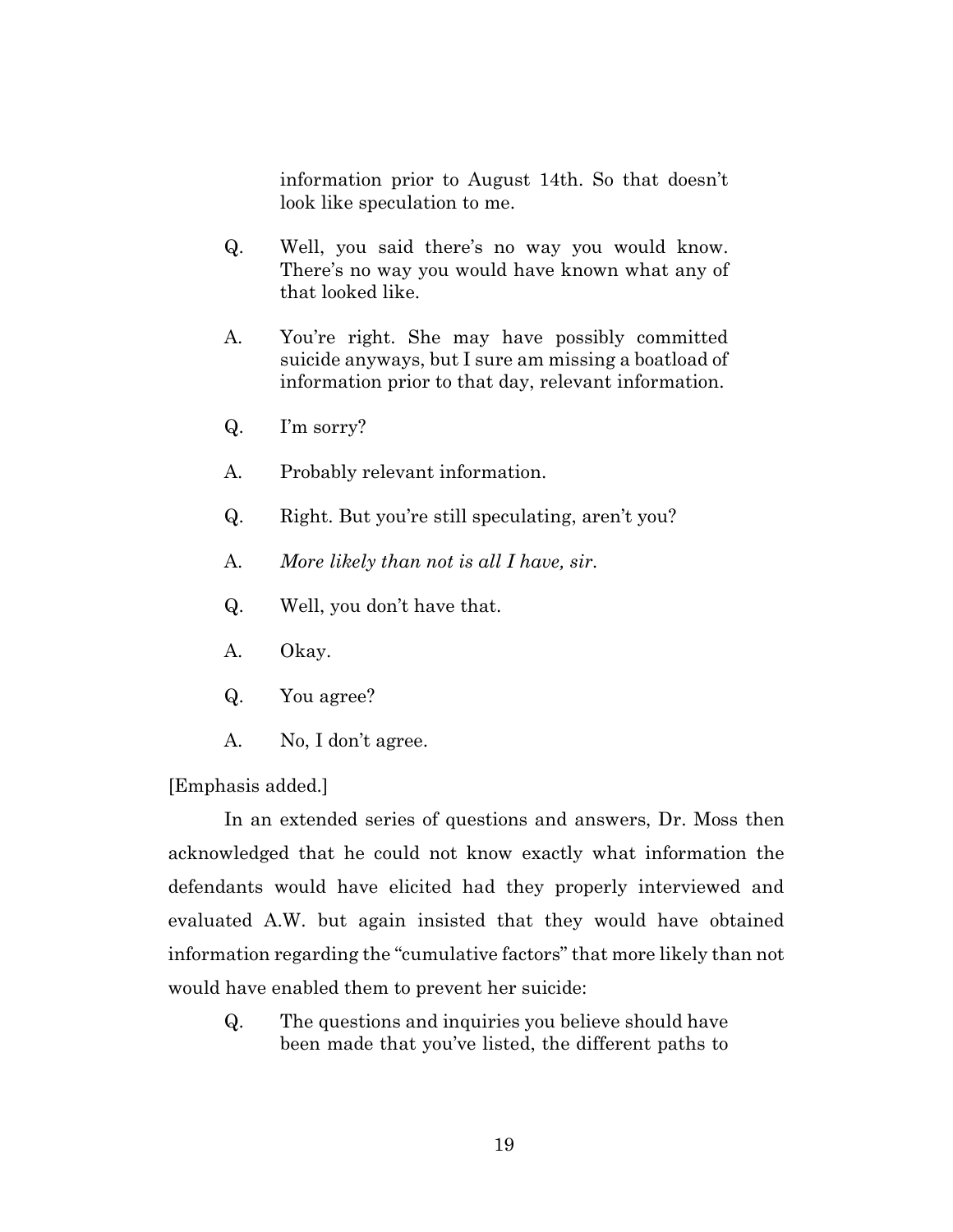information prior to August 14th. So that doesn't look like speculation to me.

Q. Well, you said there's no way you would know. There's no way you would have known what any of that looked like.

A. You're right. She may have possibly committed suicide anyways, but I sure am missing a boatload of information prior to that day, relevant information.

Q. I'm sorry?

A. Probably relevant information.

Q. Right. But you're still speculating, aren't you?

A. *More likely than not is all I have, sir.*

Q. Well, you don't have that.

A. Okay.

Q. You agree?

A. No, I don't agree.

[Emphasis added.]

In an extended series of questions and answers, Dr. Moss then acknowledged that he could not know exactly what information the defendants would have elicited had they properly interviewed and evaluated A.W. but again insisted that they would have obtained information regarding the "cumulative factors" that more likely than not would have enabled them to prevent her suicide:

Q. The questions and inquiries you believe should have been made that you've listed, the different paths to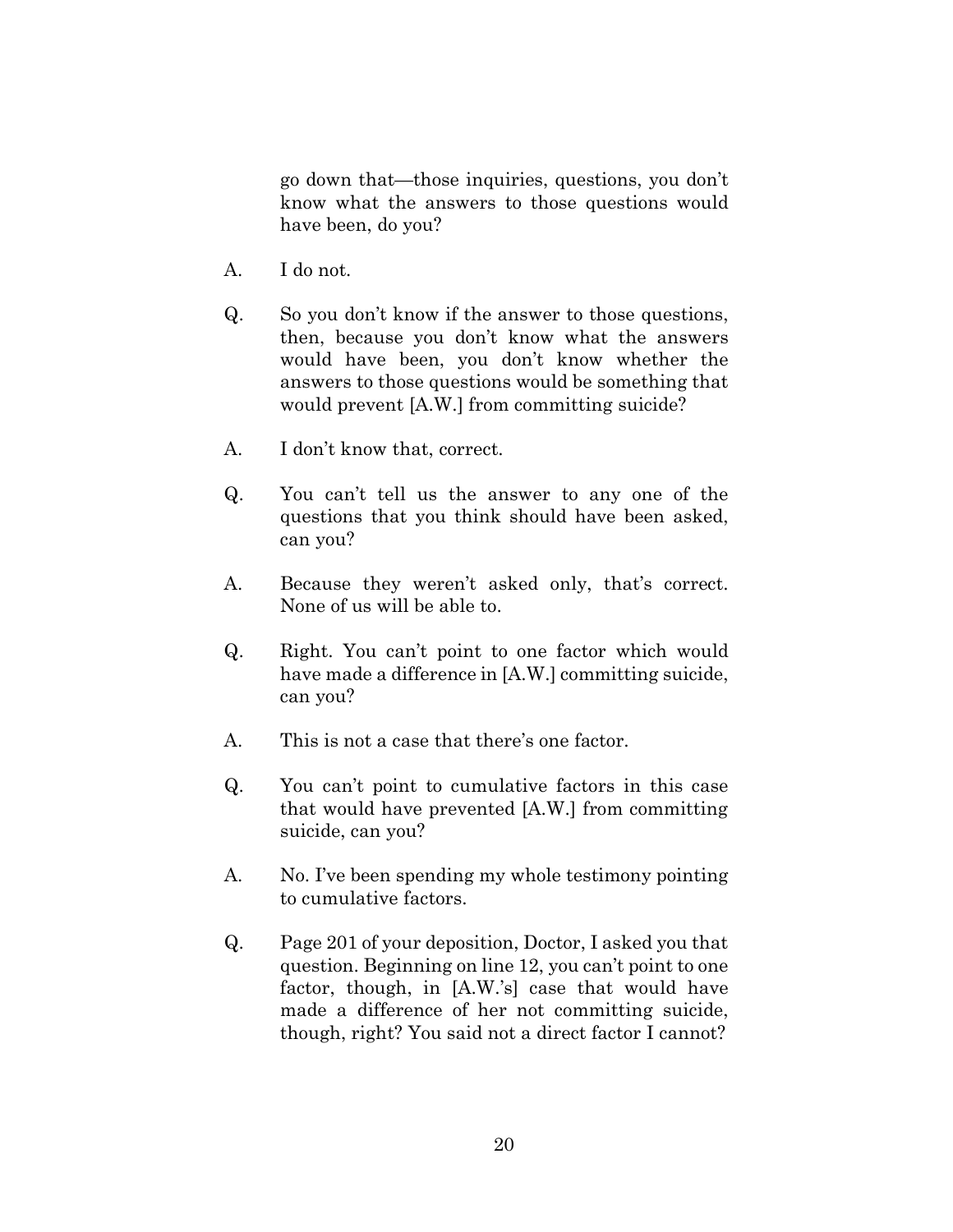go down that—those inquiries, questions, you don't know what the answers to those questions would have been, do you?

A. I do not.

Q. So you don't know if the answer to those questions, then, because you don't know what the answers would have been, you don't know whether the answers to those questions would be something that would prevent [A.W.] from committing suicide?

A. I don't know that, correct.

Q. You can't tell us the answer to any one of the questions that you think should have been asked, can you?

A. Because they weren't asked only, that's correct. None of us will be able to.

Q. Right. You can't point to one factor which would have made a difference in [A.W.] committing suicide, can you?

A. This is not a case that there's one factor.

Q. You can't point to cumulative factors in this case that would have prevented [A.W.] from committing suicide, can you?

A. No. I've been spending my whole testimony pointing to cumulative factors.

Q. Page 201 of your deposition, Doctor, I asked you that question. Beginning on line 12, you can't point to one factor, though, in [A.W.'s] case that would have made a difference of her not committing suicide, though, right? You said not a direct factor I cannot?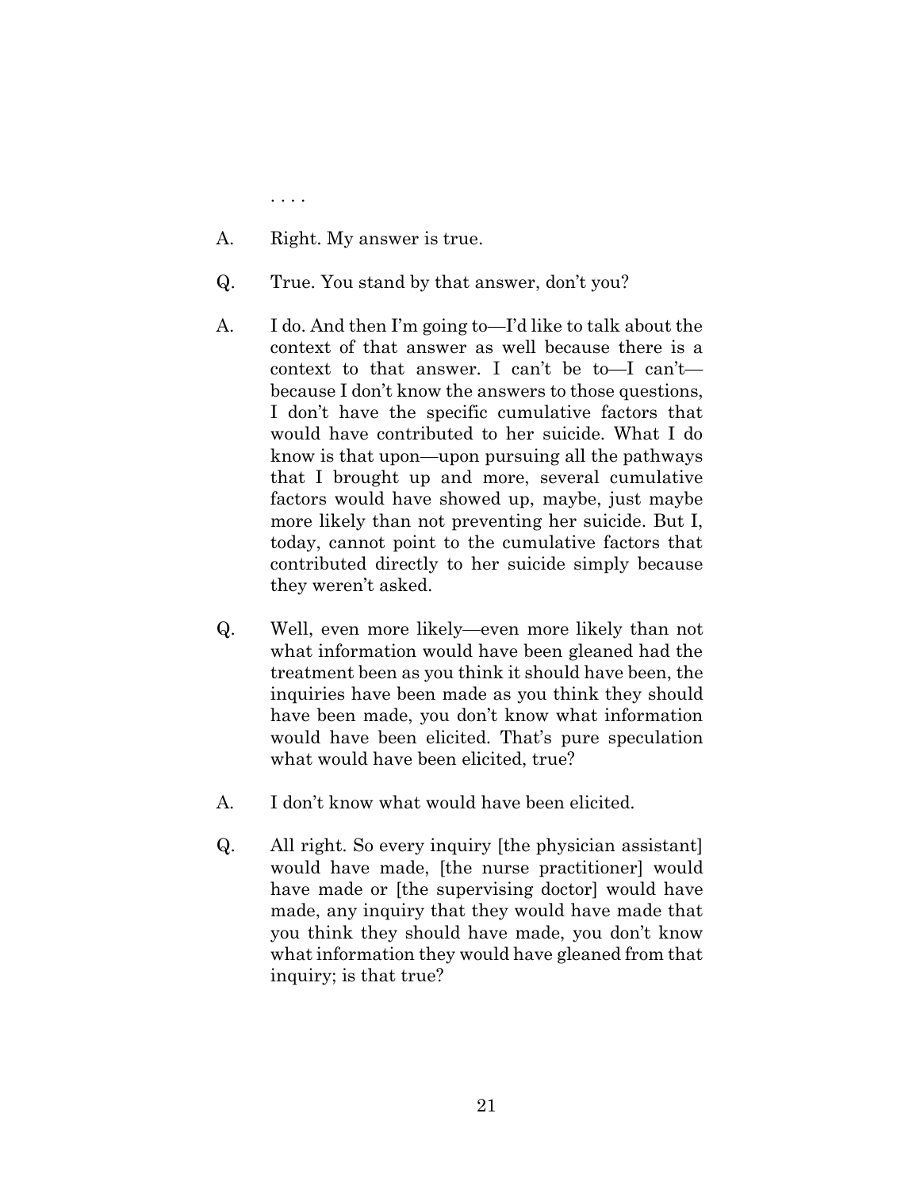. . . .

A. Right. My answer is true.

Q. True. You stand by that answer, don't you?

A. I do. And then I'm going to—I'd like to talk about the context of that answer as well because there is a context to that answer. I can't be to—I can't—because I don't know the answers to those questions, I don't have the specific cumulative factors that would have contributed to her suicide. What I do know is that upon—upon pursuing all the pathways that I brought up and more, several cumulative factors would have showed up, maybe, just maybe more likely than not preventing her suicide. But I, today, cannot point to the cumulative factors that contributed directly to her suicide simply because they weren't asked.

Q. Well, even more likely—even more likely than not what information would have been gleaned had the treatment been as you think it should have been, the inquiries have been made as you think they should have been made, you don't know what information would have been elicited. That's pure speculation what would have been elicited, true?

A. I don't know what would have been elicited.

Q. All right. So every inquiry [the physician assistant] would have made, [the nurse practitioner] would have made or [the supervising doctor] would have made, any inquiry that they would have made that you think they should have made, you don't know what information they would have gleaned from that inquiry; is that true?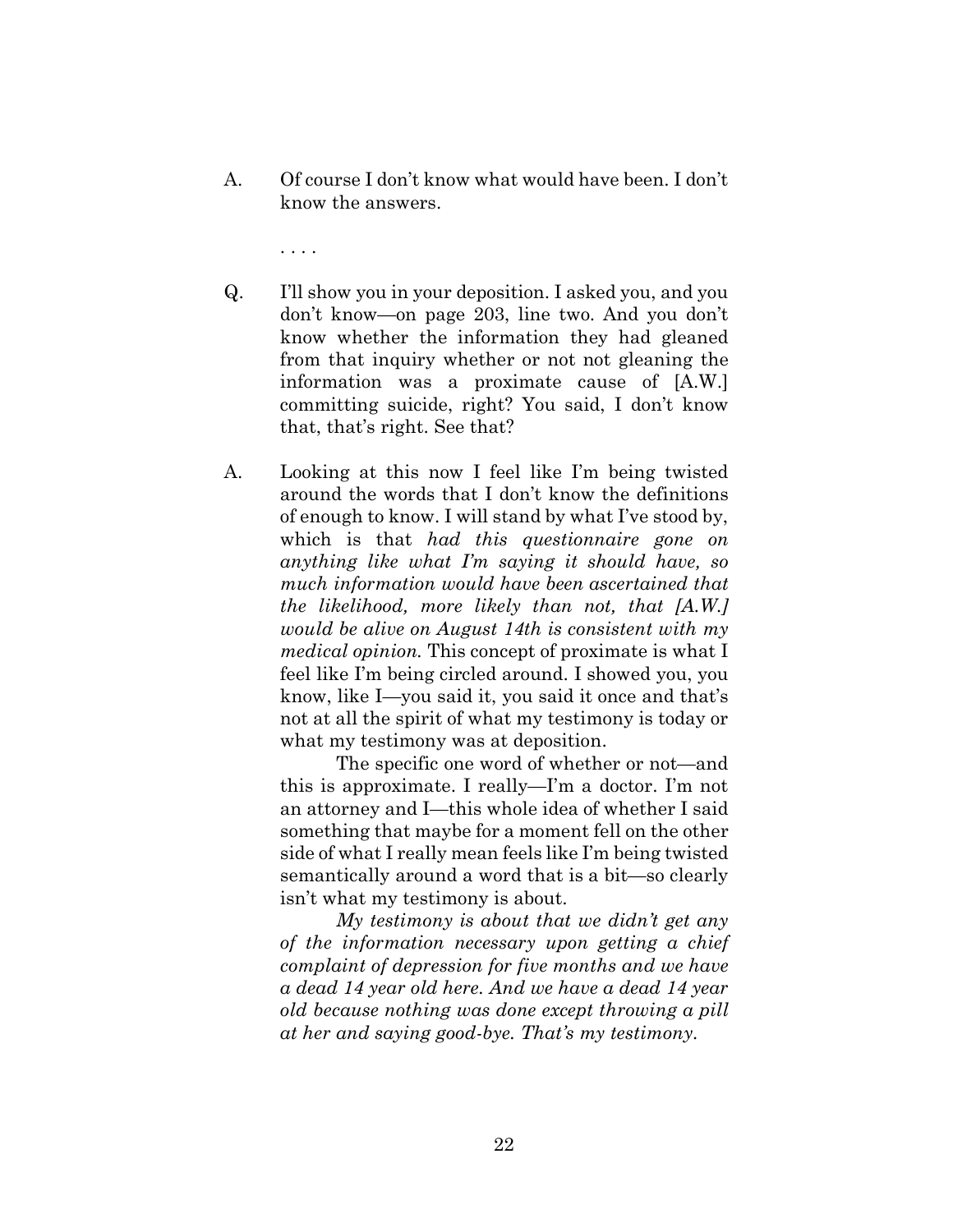A. Of course I don't know what would have been. I don't know the answers.

. . . .

Q. I'll show you in your deposition. I asked you, and you don't know—on page 203, line two. And you don't know whether the information they had gleaned from that inquiry whether or not not gleaning the information was a proximate cause of [A.W.] committing suicide, right? You said, I don't know that, that's right. See that?

A. Looking at this now I feel like I'm being twisted around the words that I don't know the definitions of enough to know. I will stand by what I've stood by, which is that *had this questionnaire gone on anything like what I'm saying it should have, so much information would have been ascertained that the likelihood, more likely than not, that [A.W.] would be alive on August 14th is consistent with my medical opinion.* This concept of proximate is what I feel like I'm being circled around. I showed you, you know, like I—you said it, you said it once and that's not at all the spirit of what my testimony is today or what my testimony was at deposition.

The specific one word of whether or not—and this is approximate. I really—I'm a doctor. I'm not an attorney and I—this whole idea of whether I said something that maybe for a moment fell on the other side of what I really mean feels like I'm being twisted semantically around a word that is a bit—so clearly isn't what my testimony is about.

*My testimony is about that we didn't get any of the information necessary upon getting a chief complaint of depression for five months and we have a dead 14 year old here. And we have a dead 14 year old because nothing was done except throwing a pill at her and saying good-bye. That's my testimony.*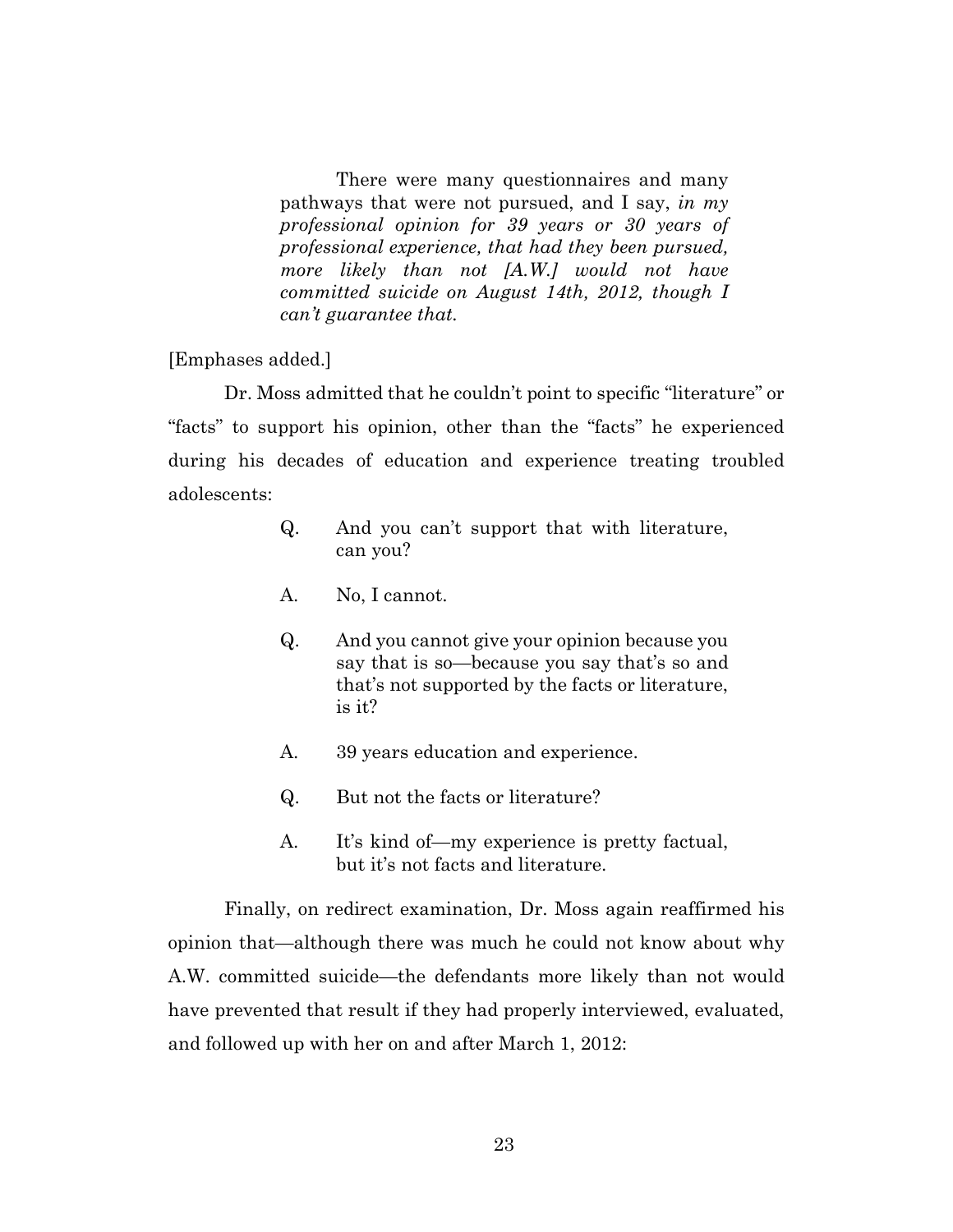> There were many questionnaires and many pathways that were not pursued, and I say, *in my professional opinion for 39 years or 30 years of professional experience, that had they been pursued, more likely than not [A.W.] would not have committed suicide on August 14th, 2012, though I can't guarantee that.*

[Emphases added.]

Dr. Moss admitted that he couldn't point to specific "literature" or "facts" to support his opinion, other than the "facts" he experienced during his decades of education and experience treating troubled adolescents:

> Q. And you can't support that with literature, can you?
>
> A. No, I cannot.
>
> Q. And you cannot give your opinion because you say that is so—because you say that's so and that's not supported by the facts or literature, is it?
>
> A. 39 years education and experience.
>
> Q. But not the facts or literature?
>
> A. It's kind of—my experience is pretty factual, but it's not facts and literature.

Finally, on redirect examination, Dr. Moss again reaffirmed his opinion that—although there was much he could not know about why A.W. committed suicide—the defendants more likely than not would have prevented that result if they had properly interviewed, evaluated, and followed up with her on and after March 1, 2012: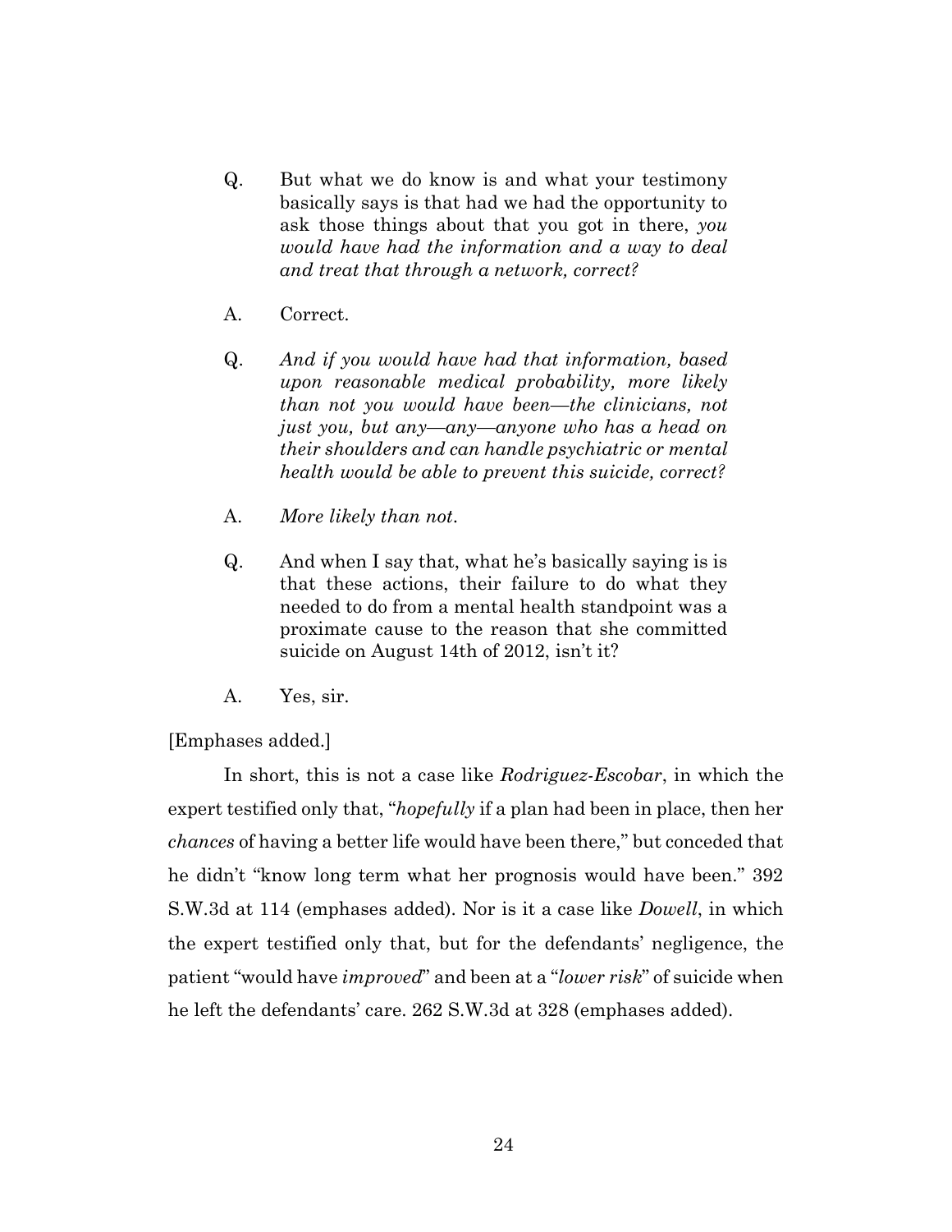Q. But what we do know is and what your testimony basically says is that had we had the opportunity to ask those things about that you got in there, *you would have had the information and a way to deal and treat that through a network, correct?*

A. Correct.

Q. *And if you would have had that information, based upon reasonable medical probability, more likely than not you would have been—the clinicians, not just you, but any—any—anyone who has a head on their shoulders and can handle psychiatric or mental health would be able to prevent this suicide, correct?*

A. *More likely than not.*

Q. And when I say that, what he's basically saying is is that these actions, their failure to do what they needed to do from a mental health standpoint was a proximate cause to the reason that she committed suicide on August 14th of 2012, isn't it?

A. Yes, sir.

[Emphases added.]

In short, this is not a case like *Rodriguez-Escobar*, in which the expert testified only that, "*hopefully* if a plan had been in place, then her *chances* of having a better life would have been there," but conceded that he didn't "know long term what her prognosis would have been." 392 S.W.3d at 114 (emphases added). Nor is it a case like *Dowell*, in which the expert testified only that, but for the defendants' negligence, the patient "would have *improved*" and been at a "*lower risk*" of suicide when he left the defendants' care. 262 S.W.3d at 328 (emphases added).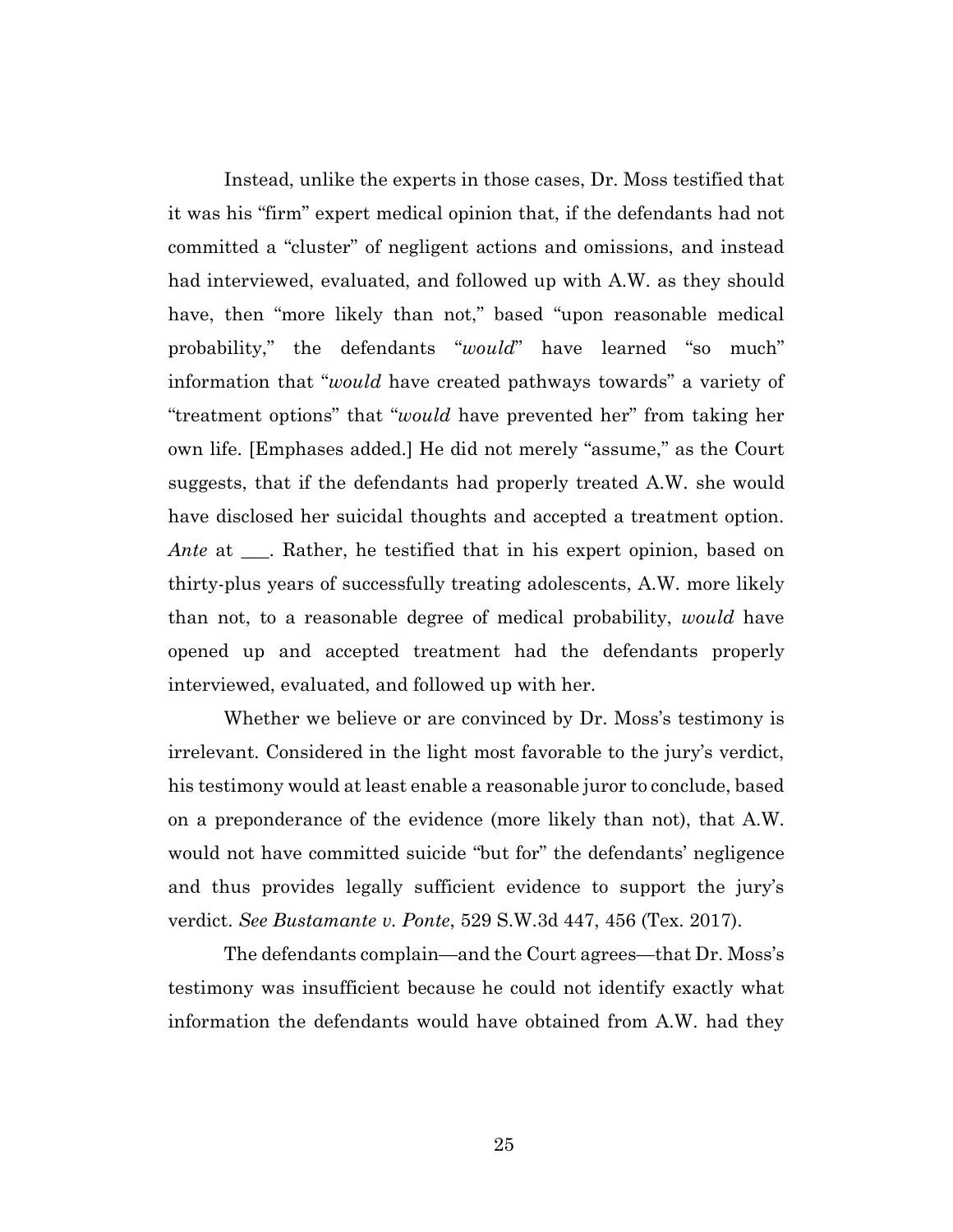Instead, unlike the experts in those cases, Dr. Moss testified that it was his "firm" expert medical opinion that, if the defendants had not committed a "cluster" of negligent actions and omissions, and instead had interviewed, evaluated, and followed up with A.W. as they should have, then "more likely than not," based "upon reasonable medical probability," the defendants "*would*" have learned "so much" information that "*would* have created pathways towards" a variety of "treatment options" that "*would* have prevented her" from taking her own life. [Emphases added.] He did not merely "assume," as the Court suggests, that if the defendants had properly treated A.W. she would have disclosed her suicidal thoughts and accepted a treatment option. *Ante* at ___. Rather, he testified that in his expert opinion, based on thirty-plus years of successfully treating adolescents, A.W. more likely than not, to a reasonable degree of medical probability, *would* have opened up and accepted treatment had the defendants properly interviewed, evaluated, and followed up with her.

Whether we believe or are convinced by Dr. Moss's testimony is irrelevant. Considered in the light most favorable to the jury's verdict, his testimony would at least enable a reasonable juror to conclude, based on a preponderance of the evidence (more likely than not), that A.W. would not have committed suicide "but for" the defendants' negligence and thus provides legally sufficient evidence to support the jury's verdict. *See Bustamante v. Ponte*, 529 S.W.3d 447, 456 (Tex. 2017).

The defendants complain—and the Court agrees—that Dr. Moss's testimony was insufficient because he could not identify exactly what information the defendants would have obtained from A.W. had they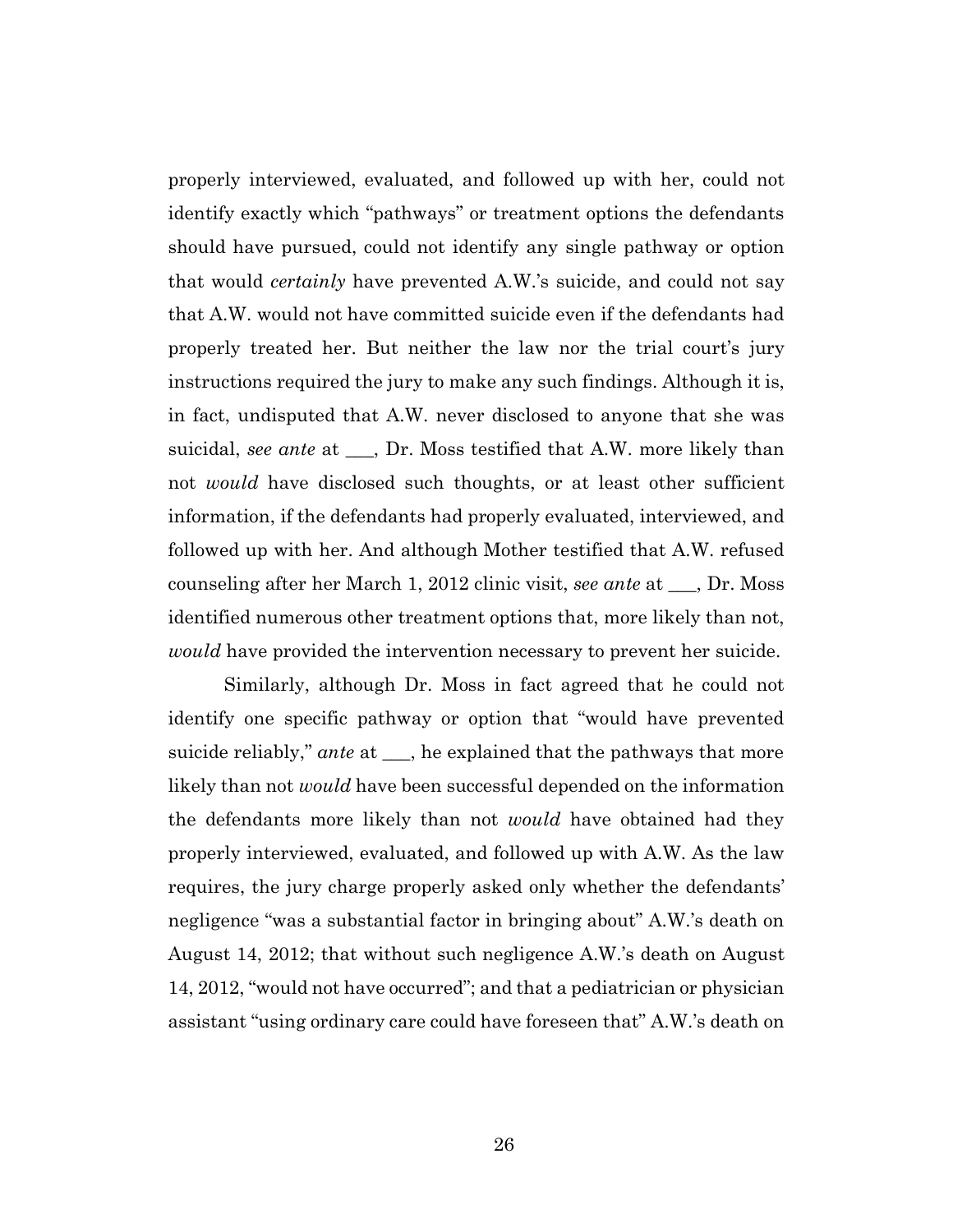properly interviewed, evaluated, and followed up with her, could not identify exactly which "pathways" or treatment options the defendants should have pursued, could not identify any single pathway or option that would *certainly* have prevented A.W.'s suicide, and could not say that A.W. would not have committed suicide even if the defendants had properly treated her. But neither the law nor the trial court's jury instructions required the jury to make any such findings. Although it is, in fact, undisputed that A.W. never disclosed to anyone that she was suicidal, *see ante* at ___, Dr. Moss testified that A.W. more likely than not *would* have disclosed such thoughts, or at least other sufficient information, if the defendants had properly evaluated, interviewed, and followed up with her. And although Mother testified that A.W. refused counseling after her March 1, 2012 clinic visit, *see ante* at ___, Dr. Moss identified numerous other treatment options that, more likely than not, *would* have provided the intervention necessary to prevent her suicide.

Similarly, although Dr. Moss in fact agreed that he could not identify one specific pathway or option that "would have prevented suicide reliably," *ante* at ___, he explained that the pathways that more likely than not *would* have been successful depended on the information the defendants more likely than not *would* have obtained had they properly interviewed, evaluated, and followed up with A.W. As the law requires, the jury charge properly asked only whether the defendants' negligence "was a substantial factor in bringing about" A.W.'s death on August 14, 2012; that without such negligence A.W.'s death on August 14, 2012, "would not have occurred"; and that a pediatrician or physician assistant "using ordinary care could have foreseen that" A.W.'s death on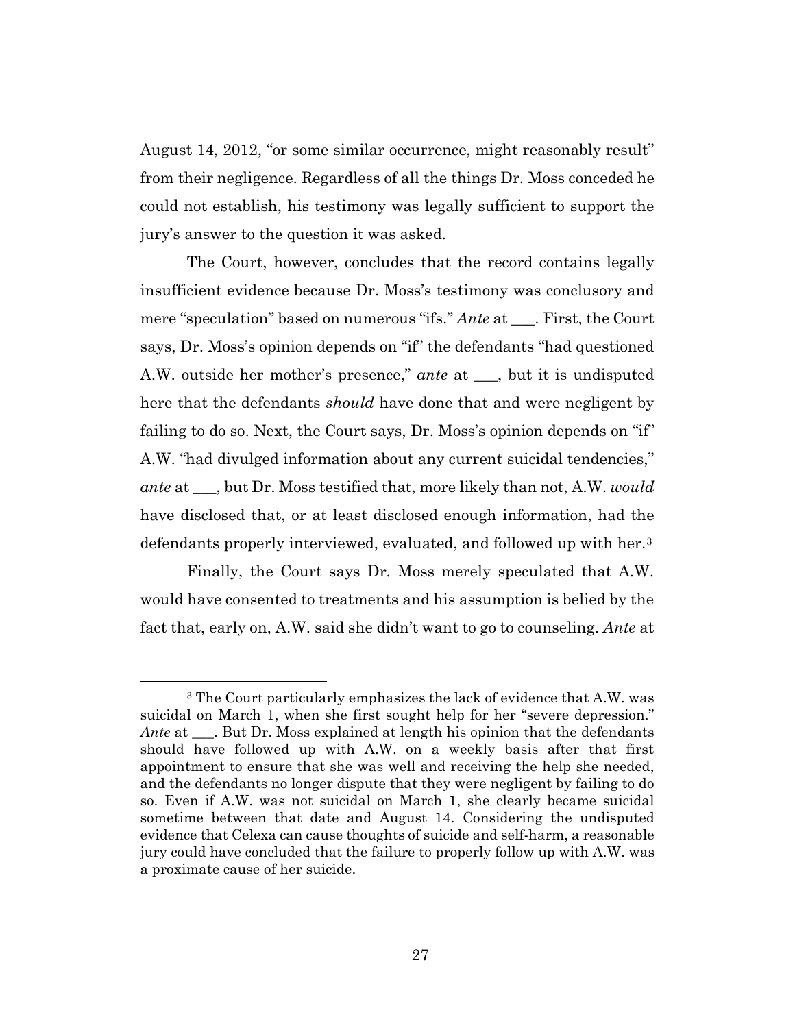August 14, 2012, "or some similar occurrence, might reasonably result" from their negligence. Regardless of all the things Dr. Moss conceded he could not establish, his testimony was legally sufficient to support the jury's answer to the question it was asked.

The Court, however, concludes that the record contains legally insufficient evidence because Dr. Moss's testimony was conclusory and mere "speculation" based on numerous "ifs." *Ante* at ___. First, the Court says, Dr. Moss's opinion depends on "if" the defendants "had questioned A.W. outside her mother's presence," *ante* at ___, but it is undisputed here that the defendants *should* have done that and were negligent by failing to do so. Next, the Court says, Dr. Moss's opinion depends on "if" A.W. "had divulged information about any current suicidal tendencies," *ante* at ___, but Dr. Moss testified that, more likely than not, A.W. *would* have disclosed that, or at least disclosed enough information, had the defendants properly interviewed, evaluated, and followed up with her.[3]

Finally, the Court says Dr. Moss merely speculated that A.W. would have consented to treatments and his assumption is belied by the fact that, early on, A.W. said she didn't want to go to counseling. *Ante* at

---

[3] The Court particularly emphasizes the lack of evidence that A.W. was suicidal on March 1, when she first sought help for her "severe depression." *Ante* at ___. But Dr. Moss explained at length his opinion that the defendants should have followed up with A.W. on a weekly basis after that first appointment to ensure that she was well and receiving the help she needed, and the defendants no longer dispute that they were negligent by failing to do so. Even if A.W. was not suicidal on March 1, she clearly became suicidal sometime between that date and August 14. Considering the undisputed evidence that Celexa can cause thoughts of suicide and self-harm, a reasonable jury could have concluded that the failure to properly follow up with A.W. was a proximate cause of her suicide.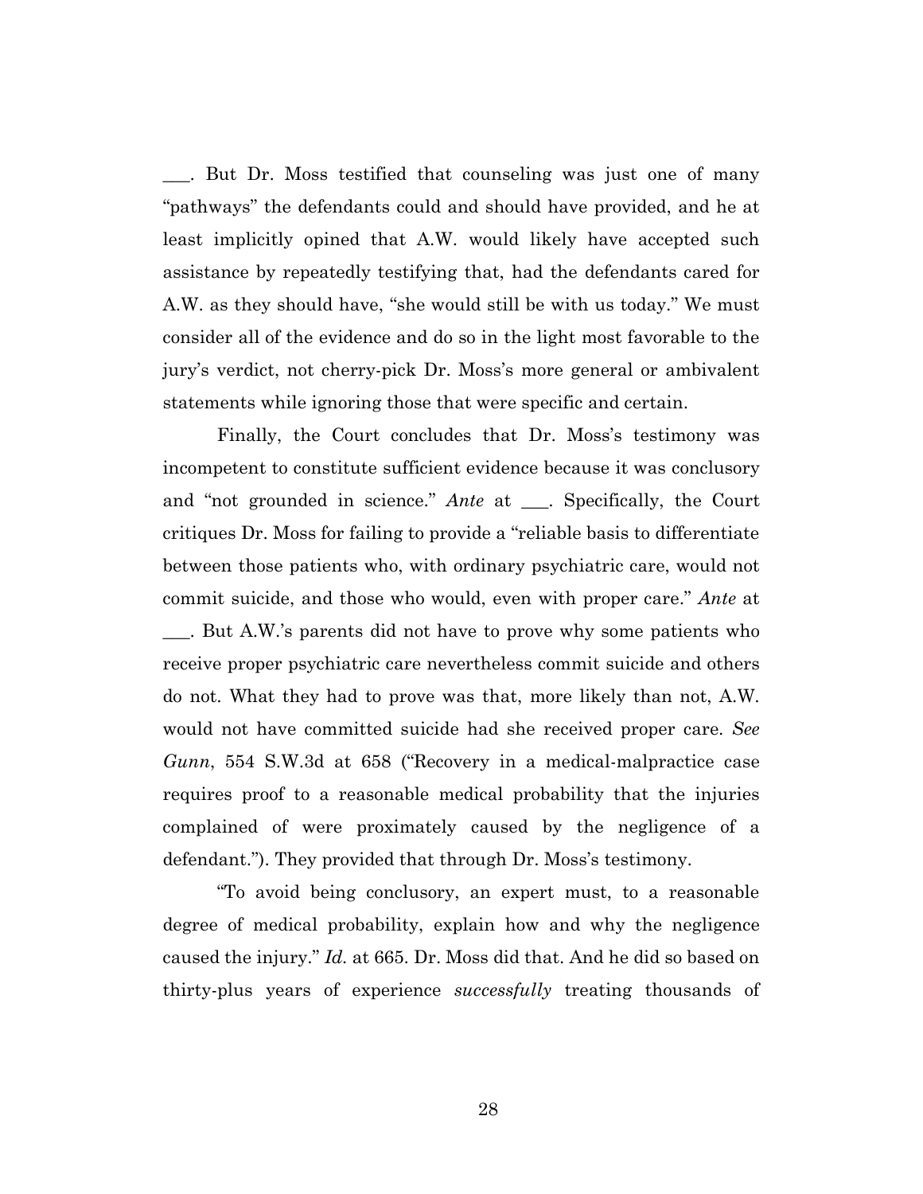___. But Dr. Moss testified that counseling was just one of many "pathways" the defendants could and should have provided, and he at least implicitly opined that A.W. would likely have accepted such assistance by repeatedly testifying that, had the defendants cared for A.W. as they should have, "she would still be with us today." We must consider all of the evidence and do so in the light most favorable to the jury's verdict, not cherry-pick Dr. Moss's more general or ambivalent statements while ignoring those that were specific and certain.

Finally, the Court concludes that Dr. Moss's testimony was incompetent to constitute sufficient evidence because it was conclusory and "not grounded in science." *Ante* at ___. Specifically, the Court critiques Dr. Moss for failing to provide a "reliable basis to differentiate between those patients who, with ordinary psychiatric care, would not commit suicide, and those who would, even with proper care." *Ante* at ___. But A.W.'s parents did not have to prove why some patients who receive proper psychiatric care nevertheless commit suicide and others do not. What they had to prove was that, more likely than not, A.W. would not have committed suicide had she received proper care. *See Gunn*, 554 S.W.3d at 658 ("Recovery in a medical-malpractice case requires proof to a reasonable medical probability that the injuries complained of were proximately caused by the negligence of a defendant."). They provided that through Dr. Moss's testimony.

"To avoid being conclusory, an expert must, to a reasonable degree of medical probability, explain how and why the negligence caused the injury." *Id.* at 665. Dr. Moss did that. And he did so based on thirty-plus years of experience *successfully* treating thousands of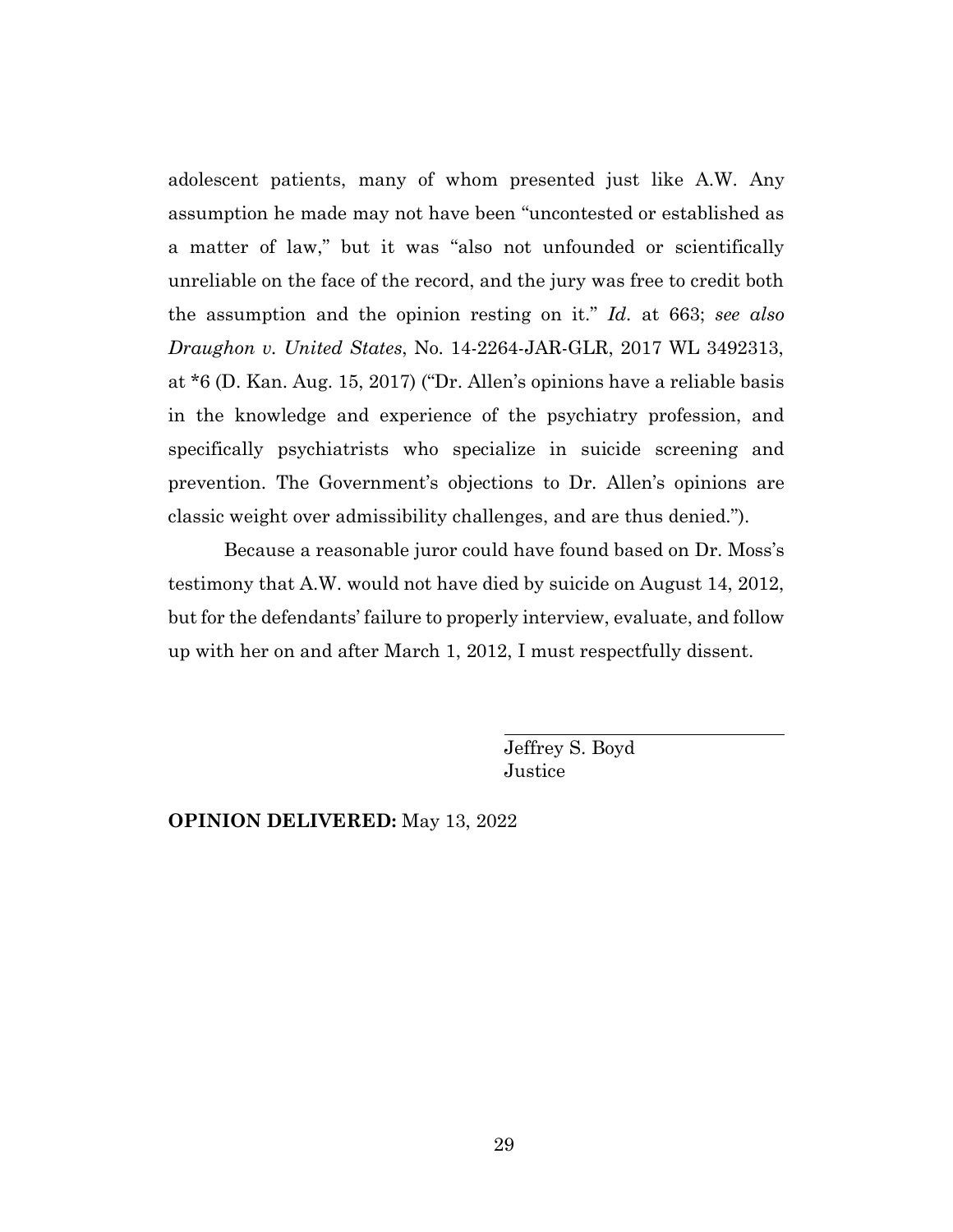adolescent patients, many of whom presented just like A.W. Any assumption he made may not have been "uncontested or established as a matter of law," but it was "also not unfounded or scientifically unreliable on the face of the record, and the jury was free to credit both the assumption and the opinion resting on it." *Id.* at 663; *see also Draughon v. United States*, No. 14-2264-JAR-GLR, 2017 WL 3492313, at *6 (D. Kan. Aug. 15, 2017) ("Dr. Allen's opinions have a reliable basis in the knowledge and experience of the psychiatry profession, and specifically psychiatrists who specialize in suicide screening and prevention. The Government's objections to Dr. Allen's opinions are classic weight over admissibility challenges, and are thus denied.").

Because a reasonable juror could have found based on Dr. Moss's testimony that A.W. would not have died by suicide on August 14, 2012, but for the defendants' failure to properly interview, evaluate, and follow up with her on and after March 1, 2012, I must respectfully dissent.

Jeffrey S. Boyd
Justice

**OPINION DELIVERED:** May 13, 2022